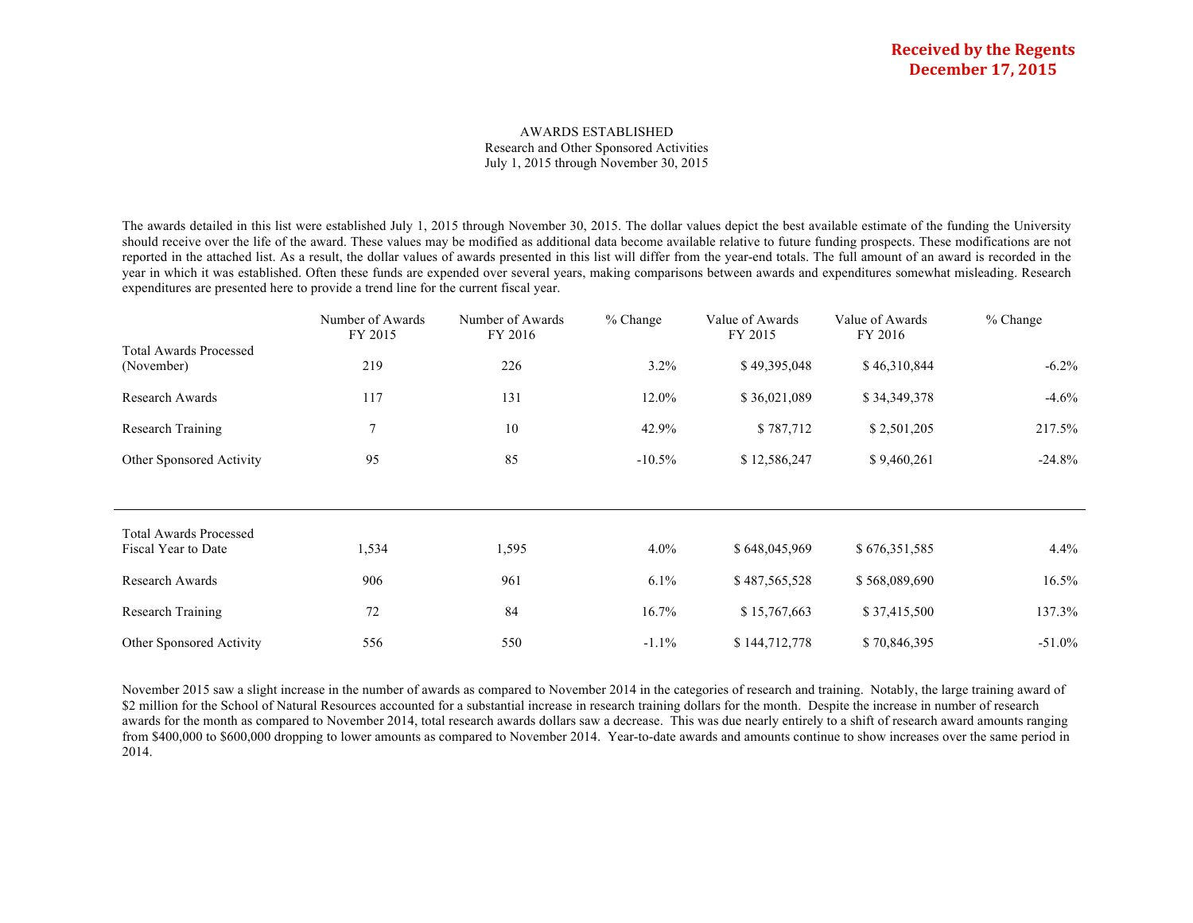**Received by the Regents**
**December 17, 2015**

AWARDS ESTABLISHED
Research and Other Sponsored Activities
July 1, 2015 through November 30, 2015

The awards detailed in this list were established July 1, 2015 through November 30, 2015. The dollar values depict the best available estimate of the funding the University should receive over the life of the award. These values may be modified as additional data become available relative to future funding prospects. These modifications are not reported in the attached list. As a result, the dollar values of awards presented in this list will differ from the year-end totals. The full amount of an award is recorded in the year in which it was established. Often these funds are expended over several years, making comparisons between awards and expenditures somewhat misleading. Research expenditures are presented here to provide a trend line for the current fiscal year.

| | Number of Awards FY 2015 | Number of Awards FY 2016 | % Change | Value of Awards FY 2015 | Value of Awards FY 2016 | % Change |
|---|---|---|---|---|---|---|
| Total Awards Processed (November) | 219 | 226 | 3.2% | $ 49,395,048 | $ 46,310,844 | -6.2% |
| Research Awards | 117 | 131 | 12.0% | $ 36,021,089 | $ 34,349,378 | -4.6% |
| Research Training | 7 | 10 | 42.9% | $ 787,712 | $ 2,501,205 | 217.5% |
| Other Sponsored Activity | 95 | 85 | -10.5% | $ 12,586,247 | $ 9,460,261 | -24.8% |
| Total Awards Processed Fiscal Year to Date | 1,534 | 1,595 | 4.0% | $ 648,045,969 | $ 676,351,585 | 4.4% |
| Research Awards | 906 | 961 | 6.1% | $ 487,565,528 | $ 568,089,690 | 16.5% |
| Research Training | 72 | 84 | 16.7% | $ 15,767,663 | $ 37,415,500 | 137.3% |
| Other Sponsored Activity | 556 | 550 | -1.1% | $ 144,712,778 | $ 70,846,395 | -51.0% |

November 2015 saw a slight increase in the number of awards as compared to November 2014 in the categories of research and training. Notably, the large training award of $2 million for the School of Natural Resources accounted for a substantial increase in research training dollars for the month. Despite the increase in number of research awards for the month as compared to November 2014, total research awards dollars saw a decrease. This was due nearly entirely to a shift of research award amounts ranging from $400,000 to $600,000 dropping to lower amounts as compared to November 2014. Year-to-date awards and amounts continue to show increases over the same period in 2014.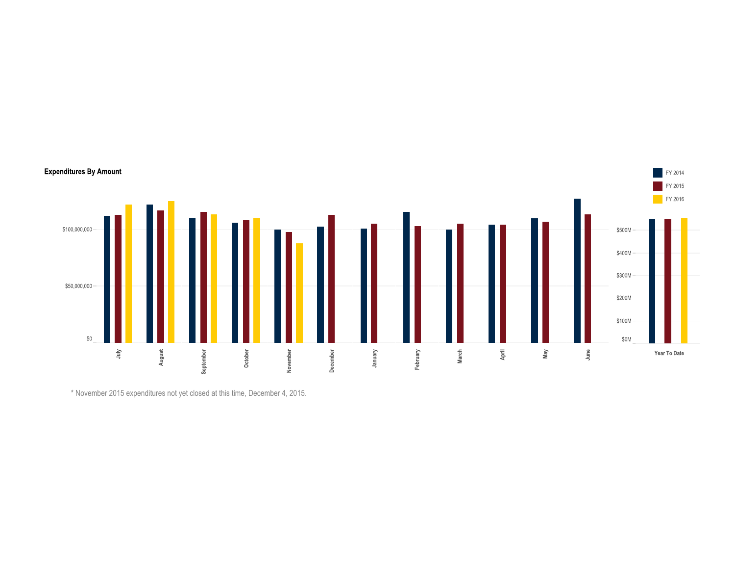**Expenditures By Amount**

FY 2014
FY 2015
FY 2016

$100,000,000
$50,000,000
$0

July
August
September
October
November
December
January
February
March
April
May
June

$500M
$400M
$300M
$200M
$100M
$0M

Year To Date

\* November 2015 expenditures not yet closed at this time, December 4, 2015.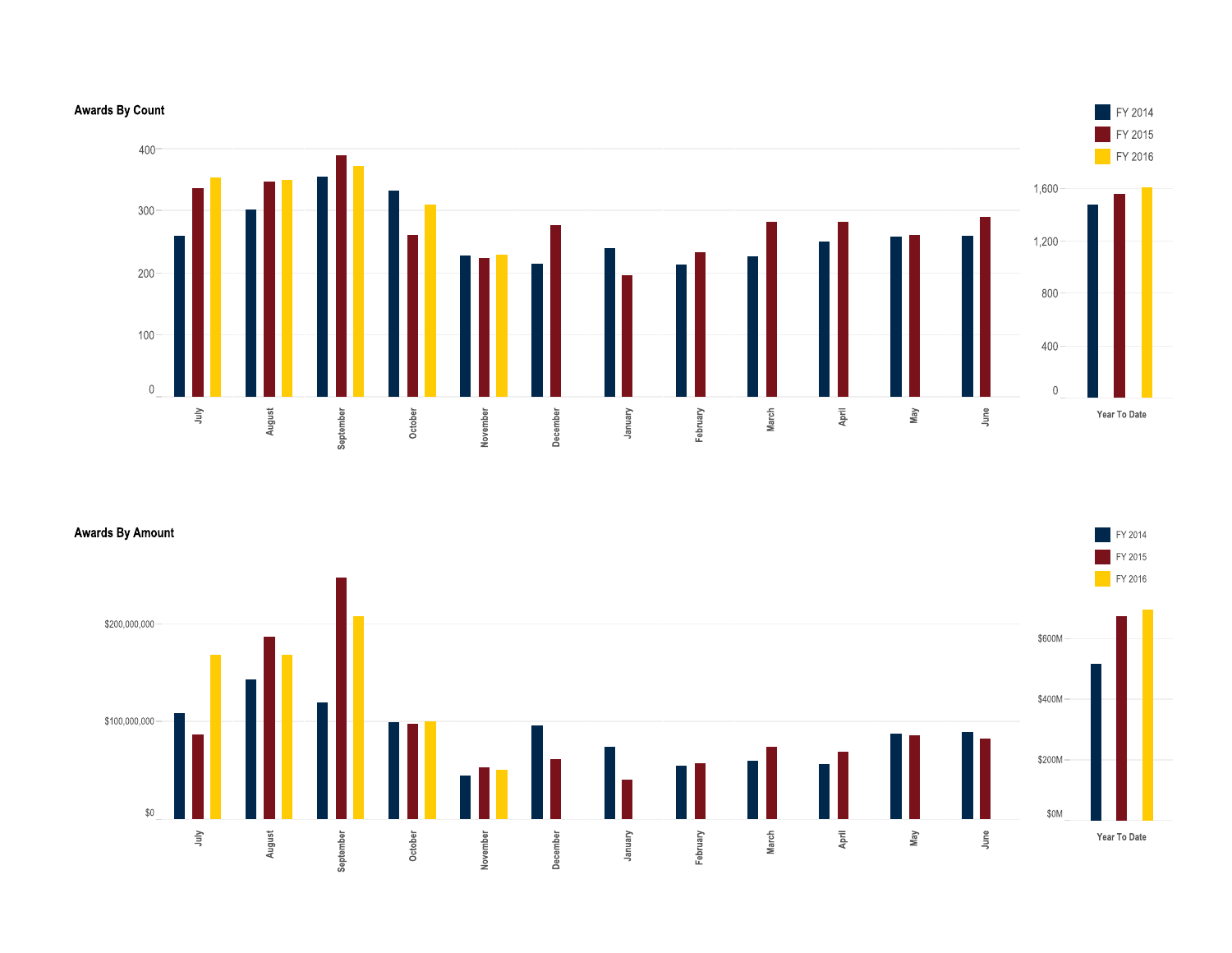## Awards By Count

## Awards By Amount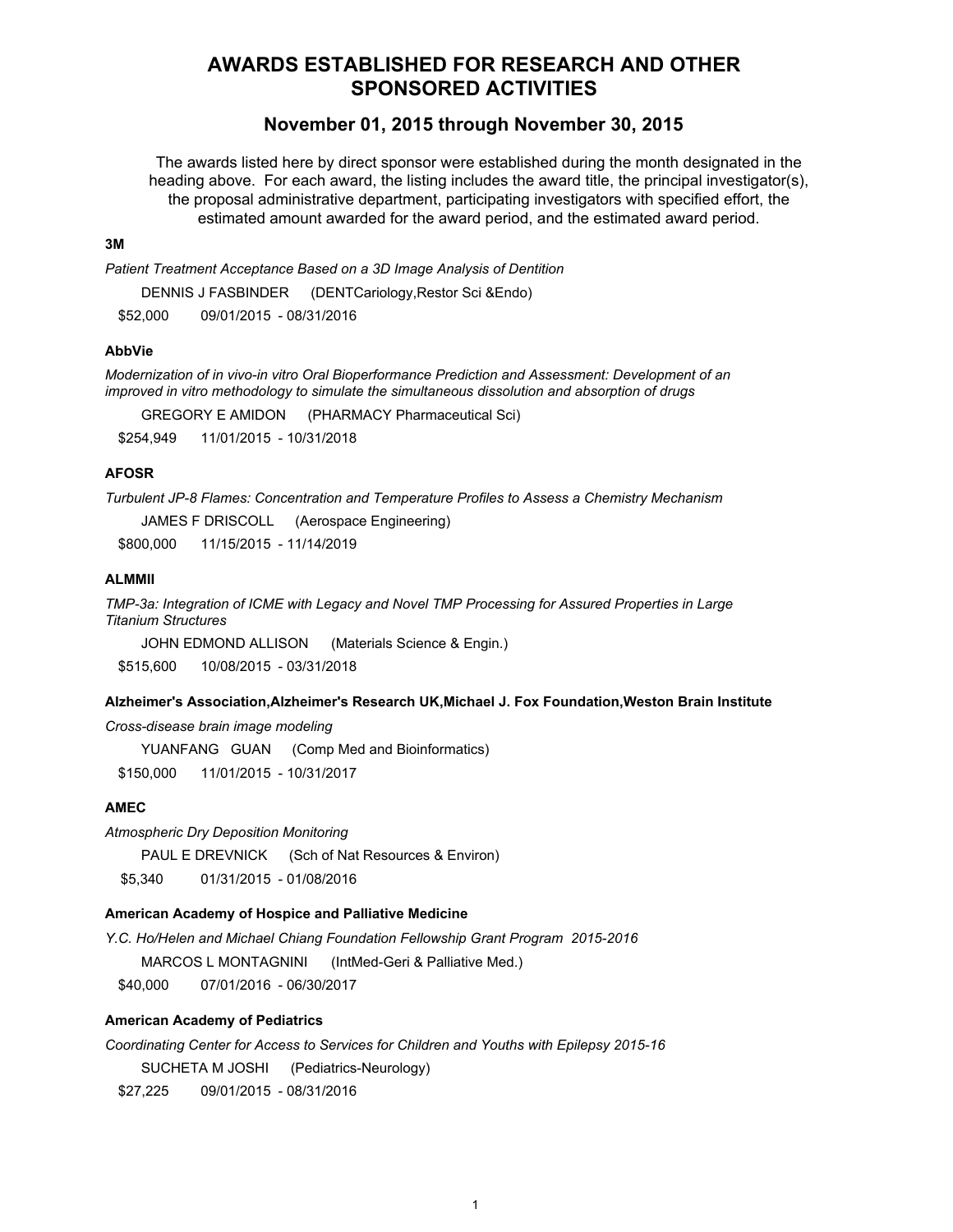# AWARDS ESTABLISHED FOR RESEARCH AND OTHER SPONSORED ACTIVITIES

## November 01, 2015 through November 30, 2015

The awards listed here by direct sponsor were established during the month designated in the heading above. For each award, the listing includes the award title, the principal investigator(s), the proposal administrative department, participating investigators with specified effort, the estimated amount awarded for the award period, and the estimated award period.

**3M**

*Patient Treatment Acceptance Based on a 3D Image Analysis of Dentition*

DENNIS J FASBINDER (DENTCariology,Restor Sci &Endo)

$52,000 09/01/2015 - 08/31/2016

**AbbVie**

*Modernization of in vivo-in vitro Oral Bioperformance Prediction and Assessment: Development of an improved in vitro methodology to simulate the simultaneous dissolution and absorption of drugs*

GREGORY E AMIDON (PHARMACY Pharmaceutical Sci)

$254,949 11/01/2015 - 10/31/2018

**AFOSR**

*Turbulent JP-8 Flames: Concentration and Temperature Profiles to Assess a Chemistry Mechanism*

JAMES F DRISCOLL (Aerospace Engineering)

$800,000 11/15/2015 - 11/14/2019

**ALMMII**

*TMP-3a: Integration of ICME with Legacy and Novel TMP Processing for Assured Properties in Large Titanium Structures*

JOHN EDMOND ALLISON (Materials Science & Engin.)

$515,600 10/08/2015 - 03/31/2018

**Alzheimer's Association,Alzheimer's Research UK,Michael J. Fox Foundation,Weston Brain Institute**

*Cross-disease brain image modeling*

YUANFANG GUAN (Comp Med and Bioinformatics)

$150,000 11/01/2015 - 10/31/2017

**AMEC**

*Atmospheric Dry Deposition Monitoring*

PAUL E DREVNICK (Sch of Nat Resources & Environ)

$5,340 01/31/2015 - 01/08/2016

**American Academy of Hospice and Palliative Medicine**

*Y.C. Ho/Helen and Michael Chiang Foundation Fellowship Grant Program 2015-2016*

MARCOS L MONTAGNINI (IntMed-Geri & Palliative Med.)

$40,000 07/01/2016 - 06/30/2017

**American Academy of Pediatrics**

*Coordinating Center for Access to Services for Children and Youths with Epilepsy 2015-16*

SUCHETA M JOSHI (Pediatrics-Neurology)

$27,225 09/01/2015 - 08/31/2016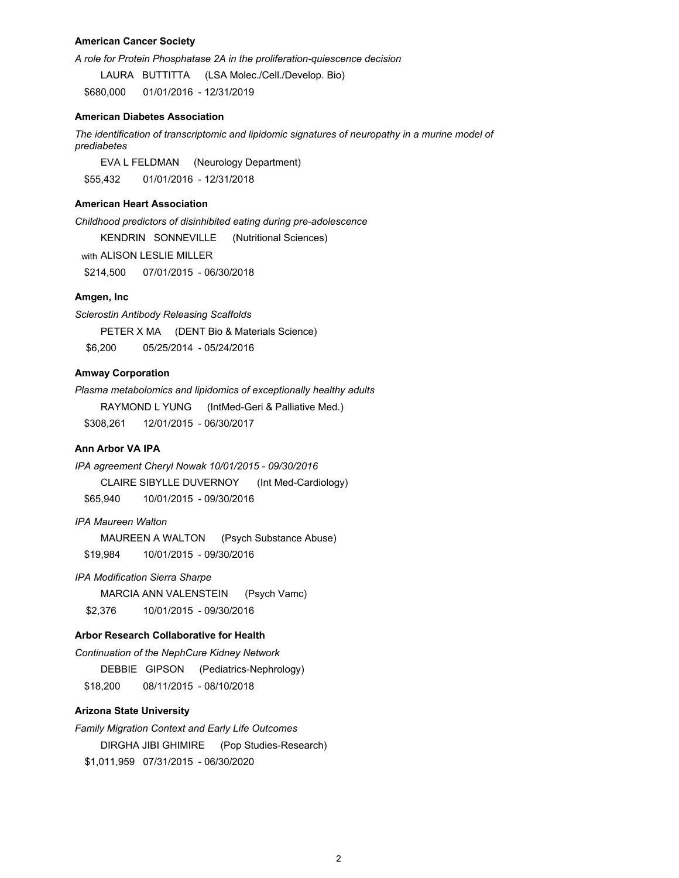**American Cancer Society**

*A role for Protein Phosphatase 2A in the proliferation-quiescence decision*

LAURA BUTTITTA (LSA Molec./Cell./Develop. Bio)

$680,000 01/01/2016 - 12/31/2019

**American Diabetes Association**

*The identification of transcriptomic and lipidomic signatures of neuropathy in a murine model of prediabetes*

EVA L FELDMAN (Neurology Department)

$55,432 01/01/2016 - 12/31/2018

**American Heart Association**

*Childhood predictors of disinhibited eating during pre-adolescence*

KENDRIN SONNEVILLE (Nutritional Sciences)

with ALISON LESLIE MILLER

$214,500 07/01/2015 - 06/30/2018

**Amgen, Inc**

*Sclerostin Antibody Releasing Scaffolds*

PETER X MA (DENT Bio & Materials Science)

$6,200 05/25/2014 - 05/24/2016

**Amway Corporation**

*Plasma metabolomics and lipidomics of exceptionally healthy adults*

RAYMOND L YUNG (IntMed-Geri & Palliative Med.)

$308,261 12/01/2015 - 06/30/2017

**Ann Arbor VA IPA**

*IPA agreement Cheryl Nowak 10/01/2015 - 09/30/2016*

CLAIRE SIBYLLE DUVERNOY (Int Med-Cardiology)

$65,940 10/01/2015 - 09/30/2016

*IPA Maureen Walton*

MAUREEN A WALTON (Psych Substance Abuse)

$19,984 10/01/2015 - 09/30/2016

*IPA Modification Sierra Sharpe*

MARCIA ANN VALENSTEIN (Psych Vamc)

$2,376 10/01/2015 - 09/30/2016

**Arbor Research Collaborative for Health**

*Continuation of the NephCure Kidney Network*

DEBBIE GIPSON (Pediatrics-Nephrology)

$18,200 08/11/2015 - 08/10/2018

**Arizona State University**

*Family Migration Context and Early Life Outcomes*

DIRGHA JIBI GHIMIRE (Pop Studies-Research)

$1,011,959 07/31/2015 - 06/30/2020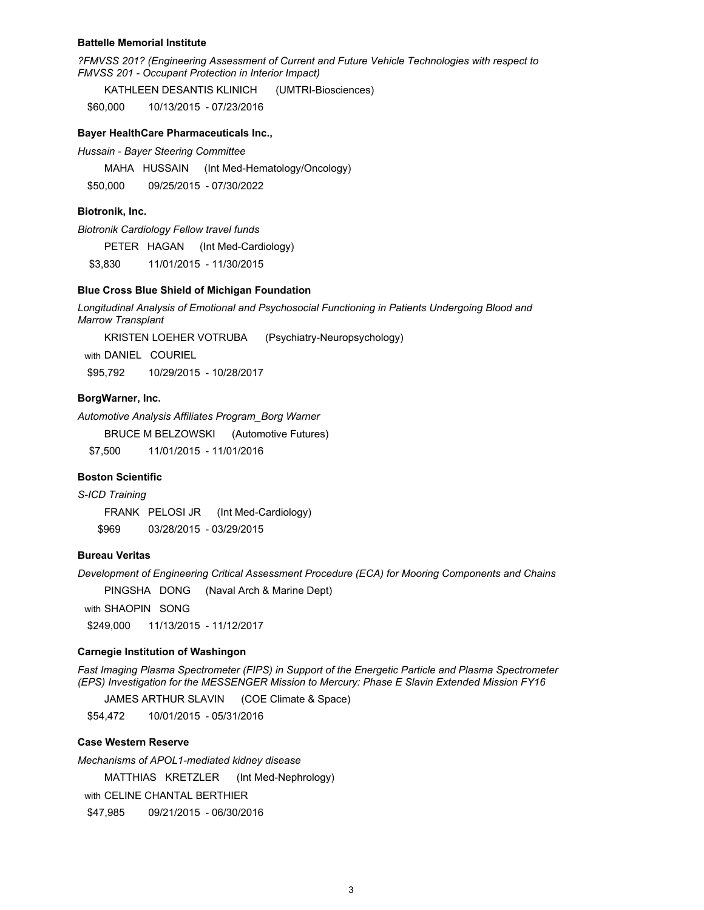**Battelle Memorial Institute**

*?FMVSS 201? (Engineering Assessment of Current and Future Vehicle Technologies with respect to FMVSS 201 - Occupant Protection in Interior Impact)*

KATHLEEN DESANTIS KLINICH (UMTRI-Biosciences)

$60,000 10/13/2015 - 07/23/2016

**Bayer HealthCare Pharmaceuticals Inc.,**

*Hussain - Bayer Steering Committee*

MAHA HUSSAIN (Int Med-Hematology/Oncology)

$50,000 09/25/2015 - 07/30/2022

**Biotronik, Inc.**

*Biotronik Cardiology Fellow travel funds*

PETER HAGAN (Int Med-Cardiology)

$3,830 11/01/2015 - 11/30/2015

**Blue Cross Blue Shield of Michigan Foundation**

*Longitudinal Analysis of Emotional and Psychosocial Functioning in Patients Undergoing Blood and Marrow Transplant*

KRISTEN LOEHER VOTRUBA (Psychiatry-Neuropsychology)

with DANIEL COURIEL

$95,792 10/29/2015 - 10/28/2017

**BorgWarner, Inc.**

*Automotive Analysis Affiliates Program_Borg Warner*

BRUCE M BELZOWSKI (Automotive Futures)

$7,500 11/01/2015 - 11/01/2016

**Boston Scientific**

*S-ICD Training*

FRANK PELOSI JR (Int Med-Cardiology)

$969 03/28/2015 - 03/29/2015

**Bureau Veritas**

*Development of Engineering Critical Assessment Procedure (ECA) for Mooring Components and Chains*

PINGSHA DONG (Naval Arch & Marine Dept)

with SHAOPIN SONG

$249,000 11/13/2015 - 11/12/2017

**Carnegie Institution of Washingon**

*Fast Imaging Plasma Spectrometer (FIPS) in Support of the Energetic Particle and Plasma Spectrometer (EPS) Investigation for the MESSENGER Mission to Mercury: Phase E Slavin Extended Mission FY16*

JAMES ARTHUR SLAVIN (COE Climate & Space)

$54,472 10/01/2015 - 05/31/2016

**Case Western Reserve**

*Mechanisms of APOL1-mediated kidney disease*

MATTHIAS KRETZLER (Int Med-Nephrology)

with CELINE CHANTAL BERTHIER

$47,985 09/21/2015 - 06/30/2016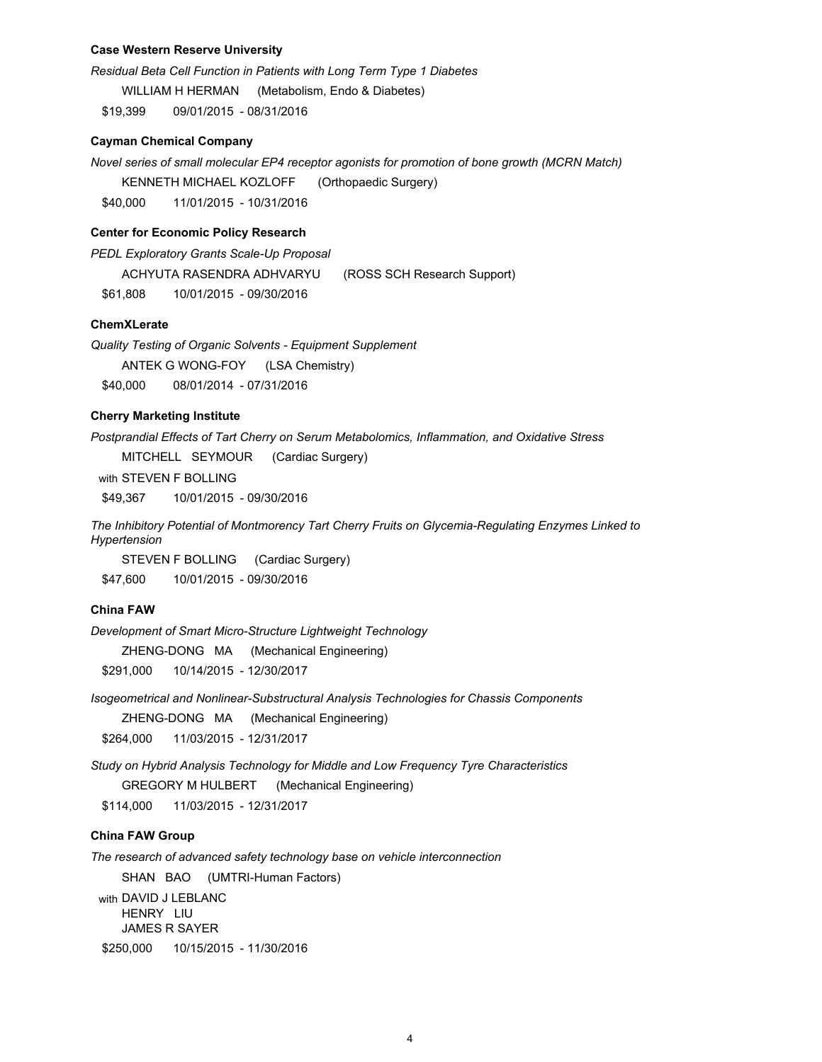**Case Western Reserve University**

*Residual Beta Cell Function in Patients with Long Term Type 1 Diabetes*

WILLIAM H HERMAN (Metabolism, Endo & Diabetes)

$19,399 09/01/2015 - 08/31/2016

**Cayman Chemical Company**

*Novel series of small molecular EP4 receptor agonists for promotion of bone growth (MCRN Match)*

KENNETH MICHAEL KOZLOFF (Orthopaedic Surgery)

$40,000 11/01/2015 - 10/31/2016

**Center for Economic Policy Research**

*PEDL Exploratory Grants Scale-Up Proposal*

ACHYUTA RASENDRA ADHVARYU (ROSS SCH Research Support)

$61,808 10/01/2015 - 09/30/2016

**ChemXLerate**

*Quality Testing of Organic Solvents - Equipment Supplement*

ANTEK G WONG-FOY (LSA Chemistry)

$40,000 08/01/2014 - 07/31/2016

**Cherry Marketing Institute**

*Postprandial Effects of Tart Cherry on Serum Metabolomics, Inflammation, and Oxidative Stress*

MITCHELL SEYMOUR (Cardiac Surgery)

with STEVEN F BOLLING

$49,367 10/01/2015 - 09/30/2016

*The Inhibitory Potential of Montmorency Tart Cherry Fruits on Glycemia-Regulating Enzymes Linked to Hypertension*

STEVEN F BOLLING (Cardiac Surgery)

$47,600 10/01/2015 - 09/30/2016

**China FAW**

*Development of Smart Micro-Structure Lightweight Technology*

ZHENG-DONG MA (Mechanical Engineering)

$291,000 10/14/2015 - 12/30/2017

*Isogeometrical and Nonlinear-Substructural Analysis Technologies for Chassis Components*

ZHENG-DONG MA (Mechanical Engineering)

$264,000 11/03/2015 - 12/31/2017

*Study on Hybrid Analysis Technology for Middle and Low Frequency Tyre Characteristics*

GREGORY M HULBERT (Mechanical Engineering)

$114,000 11/03/2015 - 12/31/2017

**China FAW Group**

*The research of advanced safety technology base on vehicle interconnection*

SHAN BAO (UMTRI-Human Factors)

with DAVID J LEBLANC
HENRY LIU
JAMES R SAYER

$250,000 10/15/2015 - 11/30/2016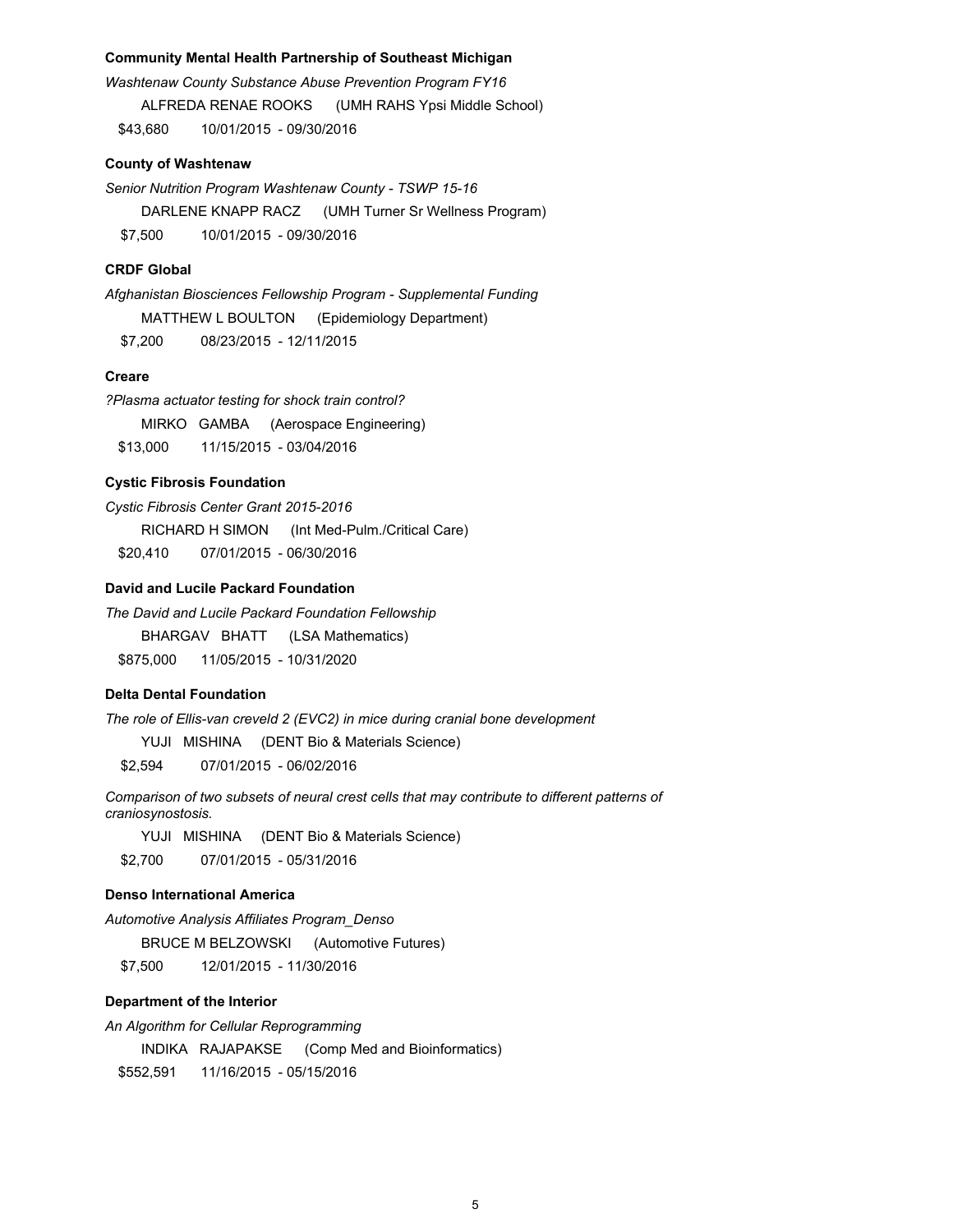**Community Mental Health Partnership of Southeast Michigan**

*Washtenaw County Substance Abuse Prevention Program FY16*

ALFREDA RENAE ROOKS (UMH RAHS Ypsi Middle School)

$43,680 10/01/2015 - 09/30/2016

**County of Washtenaw**

*Senior Nutrition Program Washtenaw County - TSWP 15-16*

DARLENE KNAPP RACZ (UMH Turner Sr Wellness Program)

$7,500 10/01/2015 - 09/30/2016

**CRDF Global**

*Afghanistan Biosciences Fellowship Program - Supplemental Funding*

MATTHEW L BOULTON (Epidemiology Department)

$7,200 08/23/2015 - 12/11/2015

**Creare**

*?Plasma actuator testing for shock train control?*

MIRKO GAMBA (Aerospace Engineering)

$13,000 11/15/2015 - 03/04/2016

**Cystic Fibrosis Foundation**

*Cystic Fibrosis Center Grant 2015-2016*

RICHARD H SIMON (Int Med-Pulm./Critical Care)

$20,410 07/01/2015 - 06/30/2016

**David and Lucile Packard Foundation**

*The David and Lucile Packard Foundation Fellowship*

BHARGAV BHATT (LSA Mathematics)

$875,000 11/05/2015 - 10/31/2020

**Delta Dental Foundation**

*The role of Ellis-van creveld 2 (EVC2) in mice during cranial bone development*

YUJI MISHINA (DENT Bio & Materials Science)

$2,594 07/01/2015 - 06/02/2016

*Comparison of two subsets of neural crest cells that may contribute to different patterns of craniosynostosis.*

YUJI MISHINA (DENT Bio & Materials Science)

$2,700 07/01/2015 - 05/31/2016

**Denso International America**

*Automotive Analysis Affiliates Program_Denso*

BRUCE M BELZOWSKI (Automotive Futures)

$7,500 12/01/2015 - 11/30/2016

**Department of the Interior**

*An Algorithm for Cellular Reprogramming*

INDIKA RAJAPAKSE (Comp Med and Bioinformatics)

$552,591 11/16/2015 - 05/15/2016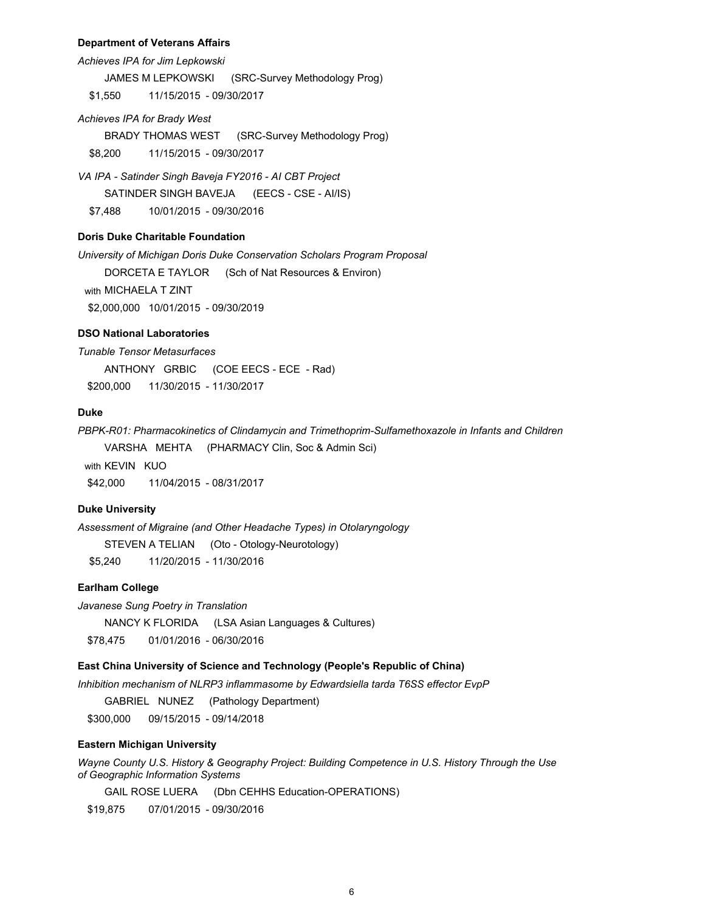**Department of Veterans Affairs**

*Achieves IPA for Jim Lepkowski*

JAMES M LEPKOWSKI (SRC-Survey Methodology Prog)

$1,550 11/15/2015 - 09/30/2017

*Achieves IPA for Brady West*

BRADY THOMAS WEST (SRC-Survey Methodology Prog)

$8,200 11/15/2015 - 09/30/2017

*VA IPA - Satinder Singh Baveja FY2016 - AI CBT Project*

SATINDER SINGH BAVEJA (EECS - CSE - AI/IS)

$7,488 10/01/2015 - 09/30/2016

**Doris Duke Charitable Foundation**

*University of Michigan Doris Duke Conservation Scholars Program Proposal*

DORCETA E TAYLOR (Sch of Nat Resources & Environ)

with MICHAELA T ZINT

$2,000,000 10/01/2015 - 09/30/2019

**DSO National Laboratories**

*Tunable Tensor Metasurfaces*

ANTHONY GRBIC (COE EECS - ECE - Rad)

$200,000 11/30/2015 - 11/30/2017

**Duke**

*PBPK-R01: Pharmacokinetics of Clindamycin and Trimethoprim-Sulfamethoxazole in Infants and Children*

VARSHA MEHTA (PHARMACY Clin, Soc & Admin Sci)

with KEVIN KUO

$42,000 11/04/2015 - 08/31/2017

**Duke University**

*Assessment of Migraine (and Other Headache Types) in Otolaryngology*

STEVEN A TELIAN (Oto - Otology-Neurotology)

$5,240 11/20/2015 - 11/30/2016

**Earlham College**

*Javanese Sung Poetry in Translation*

NANCY K FLORIDA (LSA Asian Languages & Cultures)

$78,475 01/01/2016 - 06/30/2016

**East China University of Science and Technology (People's Republic of China)**

*Inhibition mechanism of NLRP3 inflammasome by Edwardsiella tarda T6SS effector EvpP*

GABRIEL NUNEZ (Pathology Department)

$300,000 09/15/2015 - 09/14/2018

**Eastern Michigan University**

*Wayne County U.S. History & Geography Project: Building Competence in U.S. History Through the Use of Geographic Information Systems*

GAIL ROSE LUERA (Dbn CEHHS Education-OPERATIONS)

$19,875 07/01/2015 - 09/30/2016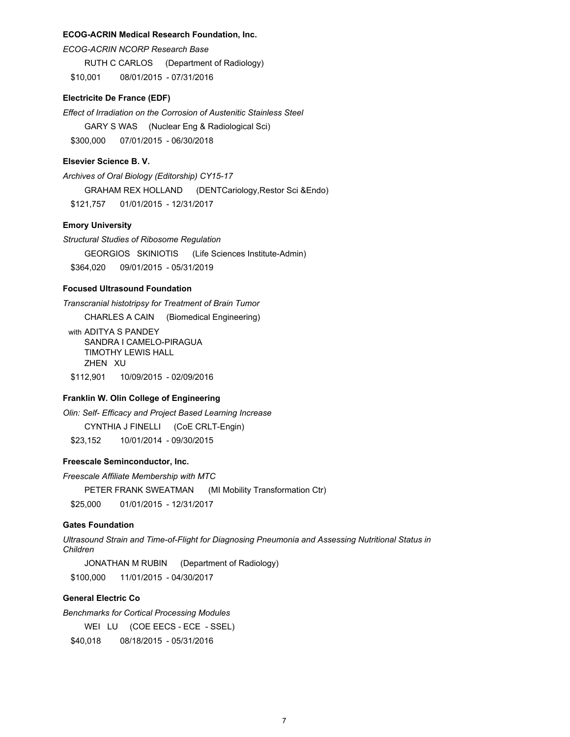**ECOG-ACRIN Medical Research Foundation, Inc.**

*ECOG-ACRIN NCORP Research Base*

RUTH C CARLOS (Department of Radiology)

$10,001 08/01/2015 - 07/31/2016

**Electricite De France (EDF)**

*Effect of Irradiation on the Corrosion of Austenitic Stainless Steel*

GARY S WAS (Nuclear Eng & Radiological Sci)

$300,000 07/01/2015 - 06/30/2018

**Elsevier Science B. V.**

*Archives of Oral Biology (Editorship) CY15-17*

GRAHAM REX HOLLAND (DENTCariology,Restor Sci &Endo)

$121,757 01/01/2015 - 12/31/2017

**Emory University**

*Structural Studies of Ribosome Regulation*

GEORGIOS SKINIOTIS (Life Sciences Institute-Admin)

$364,020 09/01/2015 - 05/31/2019

**Focused Ultrasound Foundation**

*Transcranial histotripsy for Treatment of Brain Tumor*

CHARLES A CAIN (Biomedical Engineering)

with ADITYA S PANDEY
SANDRA I CAMELO-PIRAGUA
TIMOTHY LEWIS HALL
ZHEN XU

$112,901 10/09/2015 - 02/09/2016

**Franklin W. Olin College of Engineering**

*Olin: Self- Efficacy and Project Based Learning Increase*

CYNTHIA J FINELLI (CoE CRLT-Engin)

$23,152 10/01/2014 - 09/30/2015

**Freescale Seminconductor, Inc.**

*Freescale Affiliate Membership with MTC*

PETER FRANK SWEATMAN (MI Mobility Transformation Ctr)

$25,000 01/01/2015 - 12/31/2017

**Gates Foundation**

*Ultrasound Strain and Time-of-Flight for Diagnosing Pneumonia and Assessing Nutritional Status in Children*

JONATHAN M RUBIN (Department of Radiology)

$100,000 11/01/2015 - 04/30/2017

**General Electric Co**

*Benchmarks for Cortical Processing Modules*

WEI LU (COE EECS - ECE - SSEL)

$40,018 08/18/2015 - 05/31/2016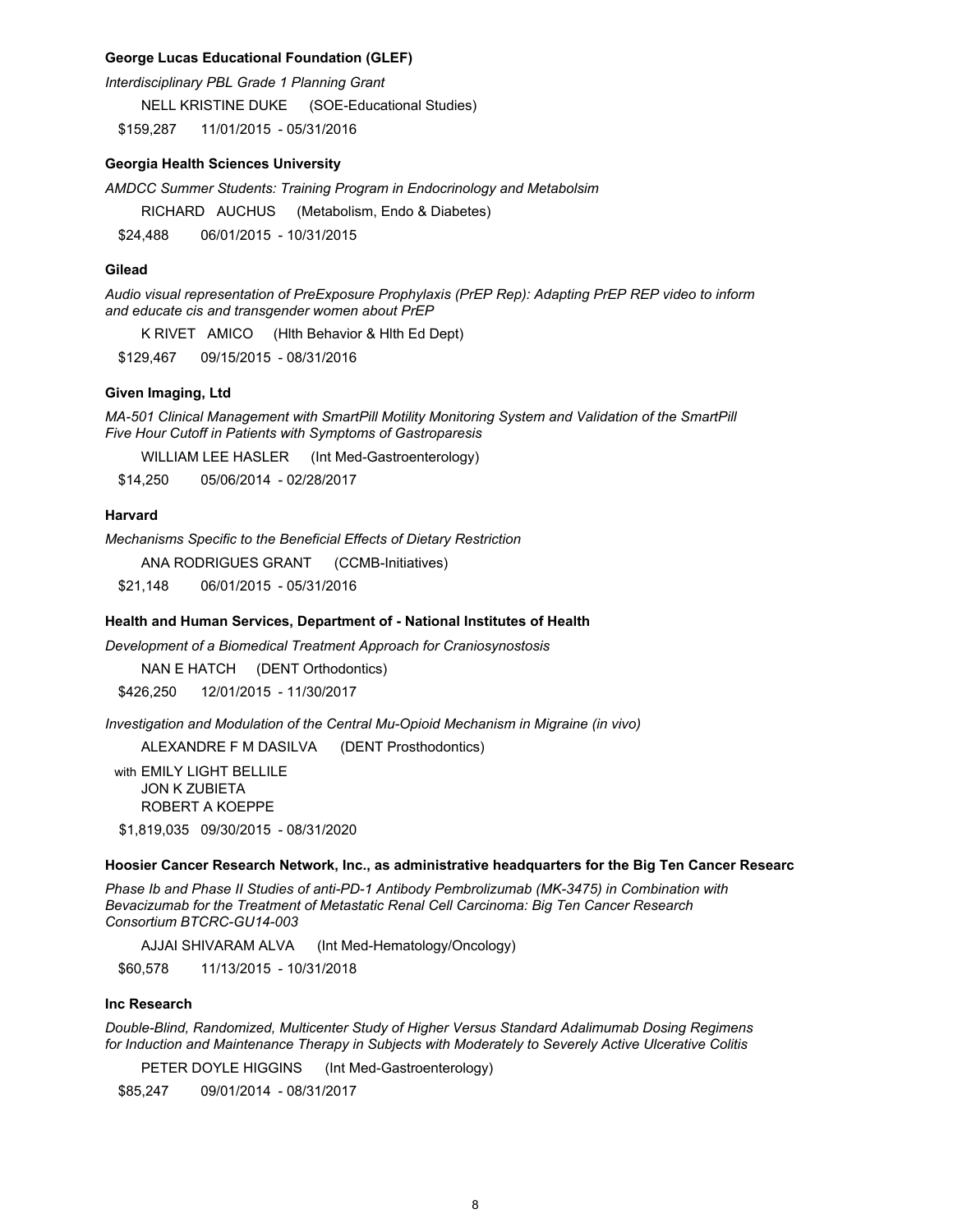**George Lucas Educational Foundation (GLEF)**

*Interdisciplinary PBL Grade 1 Planning Grant*

NELL KRISTINE DUKE (SOE-Educational Studies)

$159,287 11/01/2015 - 05/31/2016

**Georgia Health Sciences University**

*AMDCC Summer Students: Training Program in Endocrinology and Metabolsim*

RICHARD AUCHUS (Metabolism, Endo & Diabetes)

$24,488 06/01/2015 - 10/31/2015

**Gilead**

*Audio visual representation of PreExposure Prophylaxis (PrEP Rep): Adapting PrEP REP video to inform and educate cis and transgender women about PrEP*

K RIVET AMICO (Hlth Behavior & Hlth Ed Dept)

$129,467 09/15/2015 - 08/31/2016

**Given Imaging, Ltd**

*MA-501 Clinical Management with SmartPill Motility Monitoring System and Validation of the SmartPill Five Hour Cutoff in Patients with Symptoms of Gastroparesis*

WILLIAM LEE HASLER (Int Med-Gastroenterology)

$14,250 05/06/2014 - 02/28/2017

**Harvard**

*Mechanisms Specific to the Beneficial Effects of Dietary Restriction*

ANA RODRIGUES GRANT (CCMB-Initiatives)

$21,148 06/01/2015 - 05/31/2016

**Health and Human Services, Department of - National Institutes of Health**

*Development of a Biomedical Treatment Approach for Craniosynostosis*

NAN E HATCH (DENT Orthodontics)

$426,250 12/01/2015 - 11/30/2017

*Investigation and Modulation of the Central Mu-Opioid Mechanism in Migraine (in vivo)*

ALEXANDRE F M DASILVA (DENT Prosthodontics)

with EMILY LIGHT BELLILE
JON K ZUBIETA
ROBERT A KOEPPE

$1,819,035 09/30/2015 - 08/31/2020

**Hoosier Cancer Research Network, Inc., as administrative headquarters for the Big Ten Cancer Researc**

*Phase Ib and Phase II Studies of anti-PD-1 Antibody Pembrolizumab (MK-3475) in Combination with Bevacizumab for the Treatment of Metastatic Renal Cell Carcinoma: Big Ten Cancer Research Consortium BTCRC-GU14-003*

AJJAI SHIVARAM ALVA (Int Med-Hematology/Oncology)

$60,578 11/13/2015 - 10/31/2018

**Inc Research**

*Double-Blind, Randomized, Multicenter Study of Higher Versus Standard Adalimumab Dosing Regimens for Induction and Maintenance Therapy in Subjects with Moderately to Severely Active Ulcerative Colitis*

PETER DOYLE HIGGINS (Int Med-Gastroenterology)

$85,247 09/01/2014 - 08/31/2017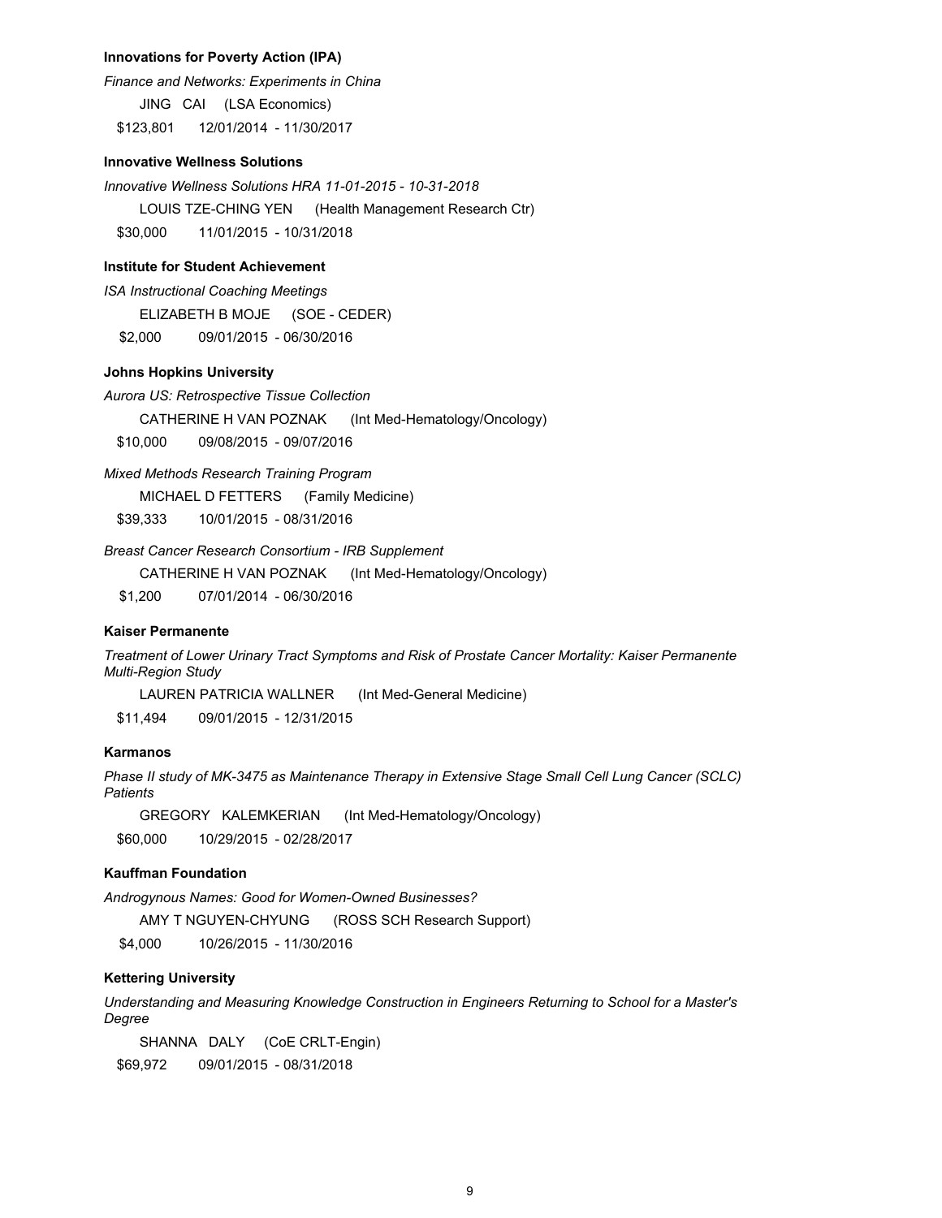**Innovations for Poverty Action (IPA)**

*Finance and Networks: Experiments in China*

JING CAI (LSA Economics)

$123,801 12/01/2014 - 11/30/2017

**Innovative Wellness Solutions**

*Innovative Wellness Solutions HRA 11-01-2015 - 10-31-2018*

LOUIS TZE-CHING YEN (Health Management Research Ctr)

$30,000 11/01/2015 - 10/31/2018

**Institute for Student Achievement**

*ISA Instructional Coaching Meetings*

ELIZABETH B MOJE (SOE - CEDER)

$2,000 09/01/2015 - 06/30/2016

**Johns Hopkins University**

*Aurora US: Retrospective Tissue Collection*

CATHERINE H VAN POZNAK (Int Med-Hematology/Oncology)

$10,000 09/08/2015 - 09/07/2016

*Mixed Methods Research Training Program*

MICHAEL D FETTERS (Family Medicine)

$39,333 10/01/2015 - 08/31/2016

*Breast Cancer Research Consortium - IRB Supplement*

CATHERINE H VAN POZNAK (Int Med-Hematology/Oncology)

$1,200 07/01/2014 - 06/30/2016

**Kaiser Permanente**

*Treatment of Lower Urinary Tract Symptoms and Risk of Prostate Cancer Mortality: Kaiser Permanente Multi-Region Study*

LAUREN PATRICIA WALLNER (Int Med-General Medicine)

$11,494 09/01/2015 - 12/31/2015

**Karmanos**

*Phase II study of MK-3475 as Maintenance Therapy in Extensive Stage Small Cell Lung Cancer (SCLC) Patients*

GREGORY KALEMKERIAN (Int Med-Hematology/Oncology)

$60,000 10/29/2015 - 02/28/2017

**Kauffman Foundation**

*Androgynous Names: Good for Women-Owned Businesses?*

AMY T NGUYEN-CHYUNG (ROSS SCH Research Support)

$4,000 10/26/2015 - 11/30/2016

**Kettering University**

*Understanding and Measuring Knowledge Construction in Engineers Returning to School for a Master's Degree*

SHANNA DALY (CoE CRLT-Engin)

$69,972 09/01/2015 - 08/31/2018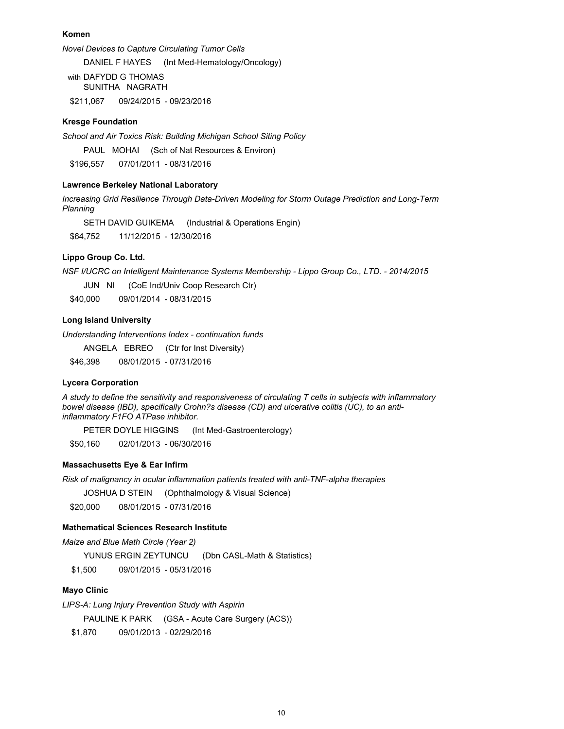**Komen**

*Novel Devices to Capture Circulating Tumor Cells*

DANIEL F HAYES (Int Med-Hematology/Oncology)

with DAFYDD G THOMAS
SUNITHA NAGRATH

$211,067 09/24/2015 - 09/23/2016

**Kresge Foundation**

*School and Air Toxics Risk: Building Michigan School Siting Policy*

PAUL MOHAI (Sch of Nat Resources & Environ)

$196,557 07/01/2011 - 08/31/2016

**Lawrence Berkeley National Laboratory**

*Increasing Grid Resilience Through Data-Driven Modeling for Storm Outage Prediction and Long-Term Planning*

SETH DAVID GUIKEMA (Industrial & Operations Engin)

$64,752 11/12/2015 - 12/30/2016

**Lippo Group Co. Ltd.**

*NSF I/UCRC on Intelligent Maintenance Systems Membership - Lippo Group Co., LTD. - 2014/2015*

JUN NI (CoE Ind/Univ Coop Research Ctr)

$40,000 09/01/2014 - 08/31/2015

**Long Island University**

*Understanding Interventions Index - continuation funds*

ANGELA EBREO (Ctr for Inst Diversity)

$46,398 08/01/2015 - 07/31/2016

**Lycera Corporation**

*A study to define the sensitivity and responsiveness of circulating T cells in subjects with inflammatory bowel disease (IBD), specifically Crohn?s disease (CD) and ulcerative colitis (UC), to an anti-inflammatory F1FO ATPase inhibitor.*

PETER DOYLE HIGGINS (Int Med-Gastroenterology)

$50,160 02/01/2013 - 06/30/2016

**Massachusetts Eye & Ear Infirm**

*Risk of malignancy in ocular inflammation patients treated with anti-TNF-alpha therapies*

JOSHUA D STEIN (Ophthalmology & Visual Science)

$20,000 08/01/2015 - 07/31/2016

**Mathematical Sciences Research Institute**

*Maize and Blue Math Circle (Year 2)*

YUNUS ERGIN ZEYTUNCU (Dbn CASL-Math & Statistics)

$1,500 09/01/2015 - 05/31/2016

**Mayo Clinic**

*LIPS-A: Lung Injury Prevention Study with Aspirin*

PAULINE K PARK (GSA - Acute Care Surgery (ACS))

$1,870 09/01/2013 - 02/29/2016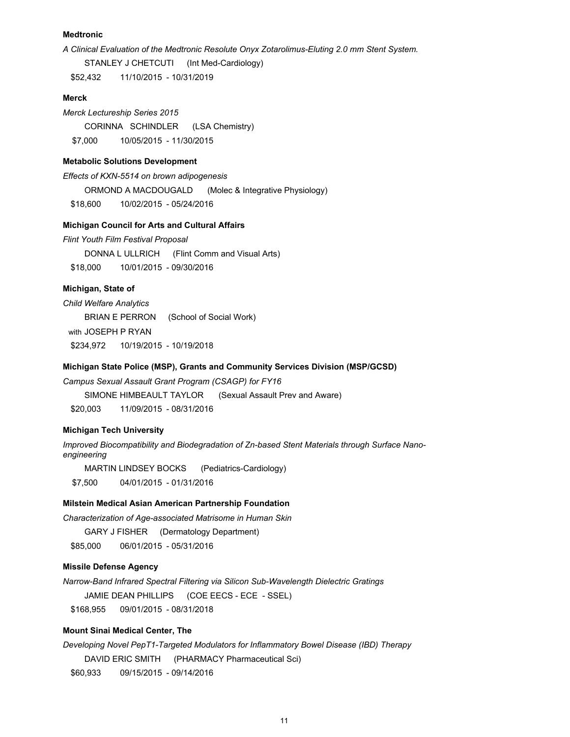**Medtronic**

*A Clinical Evaluation of the Medtronic Resolute Onyx Zotarolimus-Eluting 2.0 mm Stent System.*

STANLEY J CHETCUTI (Int Med-Cardiology)

$52,432 11/10/2015 - 10/31/2019

**Merck**

*Merck Lectureship Series 2015*

CORINNA SCHINDLER (LSA Chemistry)

$7,000 10/05/2015 - 11/30/2015

**Metabolic Solutions Development**

*Effects of KXN-5514 on brown adipogenesis*

ORMOND A MACDOUGALD (Molec & Integrative Physiology)

$18,600 10/02/2015 - 05/24/2016

**Michigan Council for Arts and Cultural Affairs**

*Flint Youth Film Festival Proposal*

DONNA L ULLRICH (Flint Comm and Visual Arts)

$18,000 10/01/2015 - 09/30/2016

**Michigan, State of**

*Child Welfare Analytics*

BRIAN E PERRON (School of Social Work)

with JOSEPH P RYAN

$234,972 10/19/2015 - 10/19/2018

**Michigan State Police (MSP), Grants and Community Services Division (MSP/GCSD)**

*Campus Sexual Assault Grant Program (CSAGP) for FY16*

SIMONE HIMBEAULT TAYLOR (Sexual Assault Prev and Aware)

$20,003 11/09/2015 - 08/31/2016

**Michigan Tech University**

*Improved Biocompatibility and Biodegradation of Zn-based Stent Materials through Surface Nano-engineering*

MARTIN LINDSEY BOCKS (Pediatrics-Cardiology)

$7,500 04/01/2015 - 01/31/2016

**Milstein Medical Asian American Partnership Foundation**

*Characterization of Age-associated Matrisome in Human Skin*

GARY J FISHER (Dermatology Department)

$85,000 06/01/2015 - 05/31/2016

**Missile Defense Agency**

*Narrow-Band Infrared Spectral Filtering via Silicon Sub-Wavelength Dielectric Gratings*

JAMIE DEAN PHILLIPS (COE EECS - ECE - SSEL)

$168,955 09/01/2015 - 08/31/2018

**Mount Sinai Medical Center, The**

*Developing Novel PepT1-Targeted Modulators for Inflammatory Bowel Disease (IBD) Therapy*

DAVID ERIC SMITH (PHARMACY Pharmaceutical Sci)

$60,933 09/15/2015 - 09/14/2016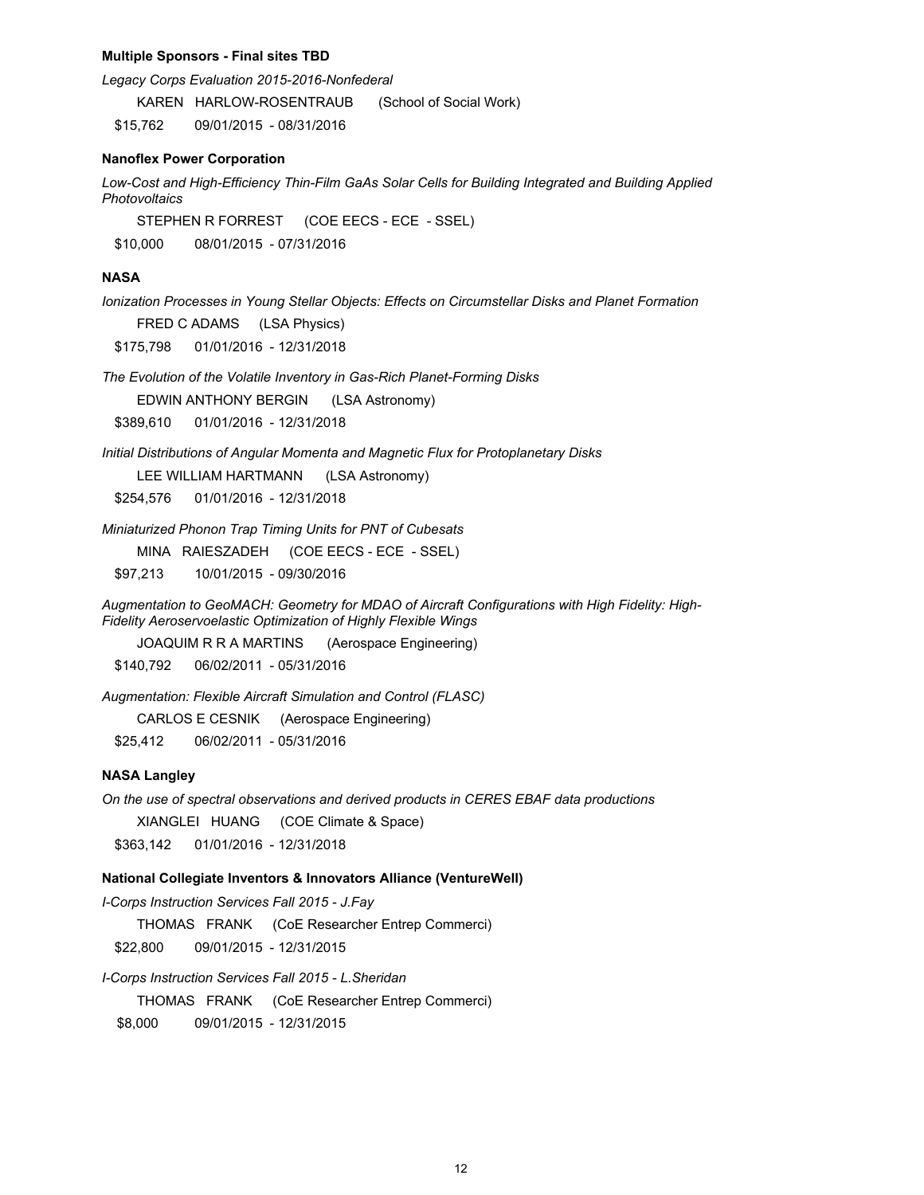**Multiple Sponsors - Final sites TBD**

*Legacy Corps Evaluation 2015-2016-Nonfederal*

KAREN HARLOW-ROSENTRAUB (School of Social Work)

$15,762 09/01/2015 - 08/31/2016

**Nanoflex Power Corporation**

*Low-Cost and High-Efficiency Thin-Film GaAs Solar Cells for Building Integrated and Building Applied Photovoltaics*

STEPHEN R FORREST (COE EECS - ECE - SSEL)

$10,000 08/01/2015 - 07/31/2016

**NASA**

*Ionization Processes in Young Stellar Objects: Effects on Circumstellar Disks and Planet Formation*

FRED C ADAMS (LSA Physics)

$175,798 01/01/2016 - 12/31/2018

*The Evolution of the Volatile Inventory in Gas-Rich Planet-Forming Disks*

EDWIN ANTHONY BERGIN (LSA Astronomy)

$389,610 01/01/2016 - 12/31/2018

*Initial Distributions of Angular Momenta and Magnetic Flux for Protoplanetary Disks*

LEE WILLIAM HARTMANN (LSA Astronomy)

$254,576 01/01/2016 - 12/31/2018

*Miniaturized Phonon Trap Timing Units for PNT of Cubesats*

MINA RAIESZADEH (COE EECS - ECE - SSEL)

$97,213 10/01/2015 - 09/30/2016

*Augmentation to GeoMACH: Geometry for MDAO of Aircraft Configurations with High Fidelity: High-Fidelity Aeroservoelastic Optimization of Highly Flexible Wings*

JOAQUIM R R A MARTINS (Aerospace Engineering)

$140,792 06/02/2011 - 05/31/2016

*Augmentation: Flexible Aircraft Simulation and Control (FLASC)*

CARLOS E CESNIK (Aerospace Engineering)

$25,412 06/02/2011 - 05/31/2016

**NASA Langley**

*On the use of spectral observations and derived products in CERES EBAF data productions*

XIANGLEI HUANG (COE Climate & Space)

$363,142 01/01/2016 - 12/31/2018

**National Collegiate Inventors & Innovators Alliance (VentureWell)**

*I-Corps Instruction Services Fall 2015 - J.Fay*

THOMAS FRANK (CoE Researcher Entrep Commerci)

$22,800 09/01/2015 - 12/31/2015

*I-Corps Instruction Services Fall 2015 - L.Sheridan*

THOMAS FRANK (CoE Researcher Entrep Commerci)

$8,000 09/01/2015 - 12/31/2015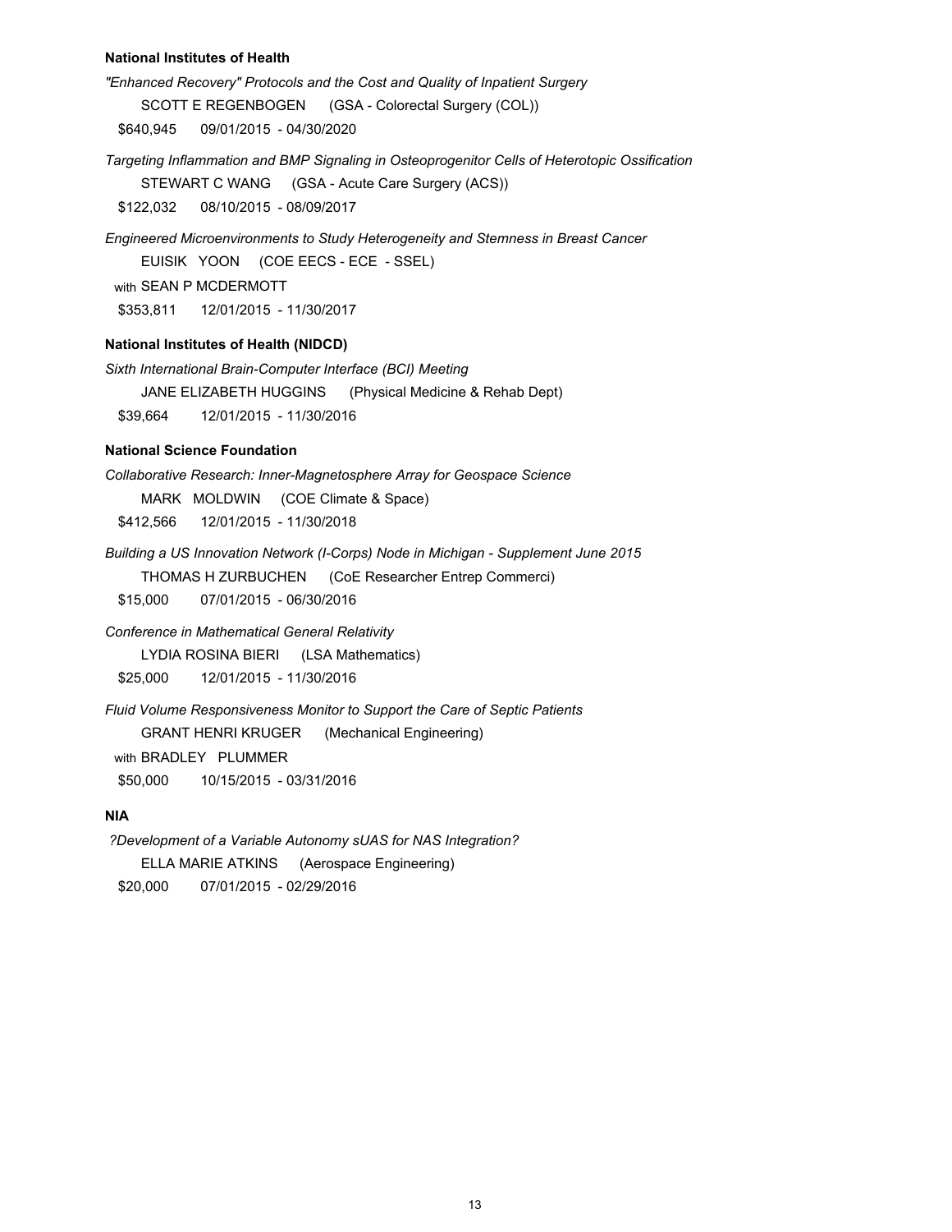**National Institutes of Health**

*"Enhanced Recovery" Protocols and the Cost and Quality of Inpatient Surgery*

SCOTT E REGENBOGEN (GSA - Colorectal Surgery (COL))

$640,945 09/01/2015 - 04/30/2020

*Targeting Inflammation and BMP Signaling in Osteoprogenitor Cells of Heterotopic Ossification*

STEWART C WANG (GSA - Acute Care Surgery (ACS))

$122,032 08/10/2015 - 08/09/2017

*Engineered Microenvironments to Study Heterogeneity and Stemness in Breast Cancer*

EUISIK YOON (COE EECS - ECE - SSEL)

with SEAN P MCDERMOTT

$353,811 12/01/2015 - 11/30/2017

**National Institutes of Health (NIDCD)**

*Sixth International Brain-Computer Interface (BCI) Meeting*

JANE ELIZABETH HUGGINS (Physical Medicine & Rehab Dept)

$39,664 12/01/2015 - 11/30/2016

**National Science Foundation**

*Collaborative Research: Inner-Magnetosphere Array for Geospace Science*

MARK MOLDWIN (COE Climate & Space)

$412,566 12/01/2015 - 11/30/2018

*Building a US Innovation Network (I-Corps) Node in Michigan - Supplement June 2015*

THOMAS H ZURBUCHEN (CoE Researcher Entrep Commerci)

$15,000 07/01/2015 - 06/30/2016

*Conference in Mathematical General Relativity*

LYDIA ROSINA BIERI (LSA Mathematics)

$25,000 12/01/2015 - 11/30/2016

*Fluid Volume Responsiveness Monitor to Support the Care of Septic Patients*

GRANT HENRI KRUGER (Mechanical Engineering)

with BRADLEY PLUMMER

$50,000 10/15/2015 - 03/31/2016

**NIA**

*?Development of a Variable Autonomy sUAS for NAS Integration?*

ELLA MARIE ATKINS (Aerospace Engineering)

$20,000 07/01/2015 - 02/29/2016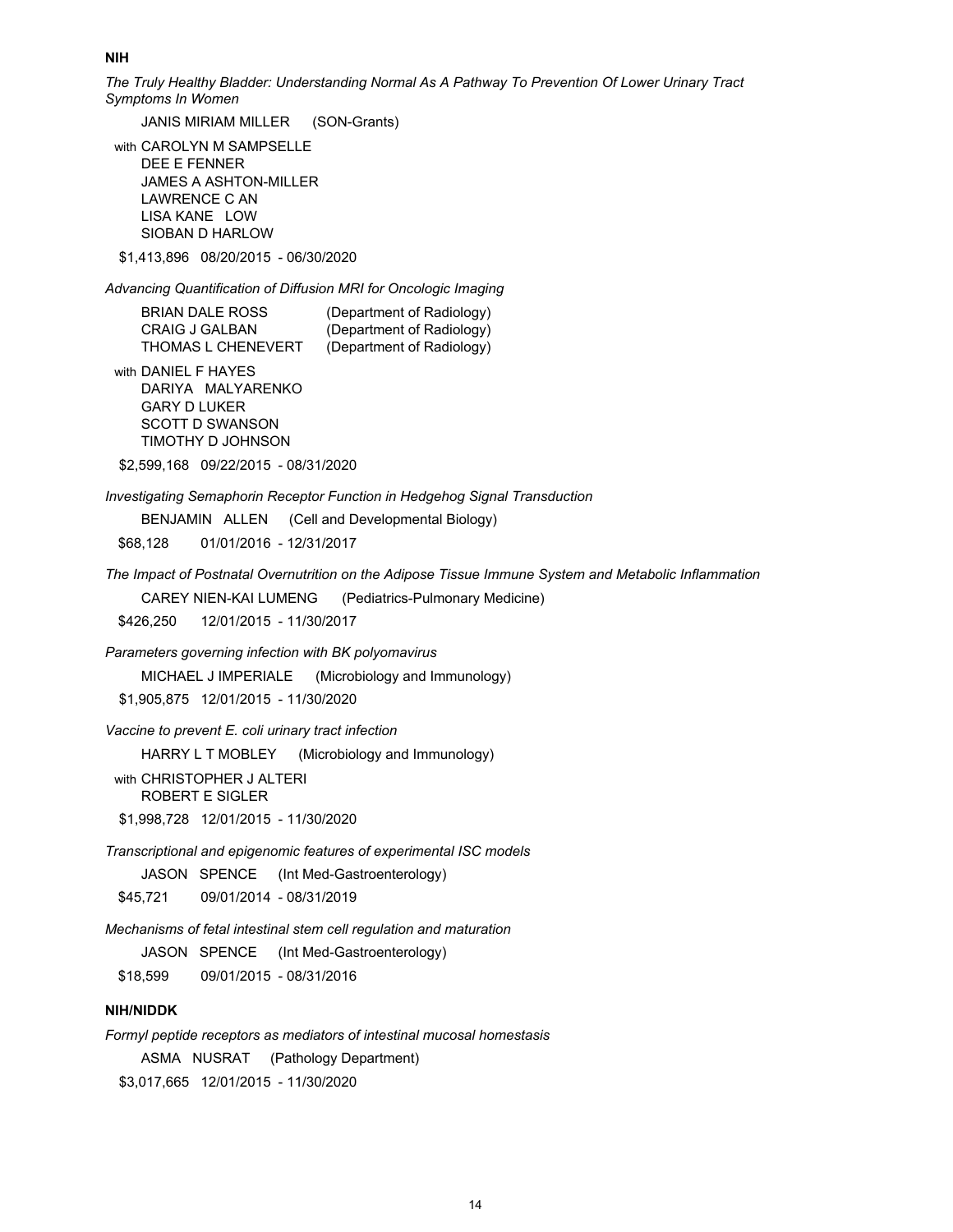**NIH**

*The Truly Healthy Bladder: Understanding Normal As A Pathway To Prevention Of Lower Urinary Tract Symptoms In Women*

JANIS MIRIAM MILLER (SON-Grants)

with CAROLYN M SAMPSELLE
DEE E FENNER
JAMES A ASHTON-MILLER
LAWRENCE C AN
LISA KANE LOW
SIOBAN D HARLOW

$1,413,896 08/20/2015 - 06/30/2020

*Advancing Quantification of Diffusion MRI for Oncologic Imaging*

BRIAN DALE ROSS (Department of Radiology)
CRAIG J GALBAN (Department of Radiology)
THOMAS L CHENEVERT (Department of Radiology)

with DANIEL F HAYES
DARIYA MALYARENKO
GARY D LUKER
SCOTT D SWANSON
TIMOTHY D JOHNSON

$2,599,168 09/22/2015 - 08/31/2020

*Investigating Semaphorin Receptor Function in Hedgehog Signal Transduction*

BENJAMIN ALLEN (Cell and Developmental Biology)

$68,128 01/01/2016 - 12/31/2017

*The Impact of Postnatal Overnutrition on the Adipose Tissue Immune System and Metabolic Inflammation*

CAREY NIEN-KAI LUMENG (Pediatrics-Pulmonary Medicine)

$426,250 12/01/2015 - 11/30/2017

*Parameters governing infection with BK polyomavirus*

MICHAEL J IMPERIALE (Microbiology and Immunology)

$1,905,875 12/01/2015 - 11/30/2020

*Vaccine to prevent E. coli urinary tract infection*

HARRY L T MOBLEY (Microbiology and Immunology)

with CHRISTOPHER J ALTERI
ROBERT E SIGLER

$1,998,728 12/01/2015 - 11/30/2020

*Transcriptional and epigenomic features of experimental ISC models*

JASON SPENCE (Int Med-Gastroenterology)

$45,721 09/01/2014 - 08/31/2019

*Mechanisms of fetal intestinal stem cell regulation and maturation*

JASON SPENCE (Int Med-Gastroenterology)

$18,599 09/01/2015 - 08/31/2016

**NIH/NIDDK**

*Formyl peptide receptors as mediators of intestinal mucosal homestasis*

ASMA NUSRAT (Pathology Department)

$3,017,665 12/01/2015 - 11/30/2020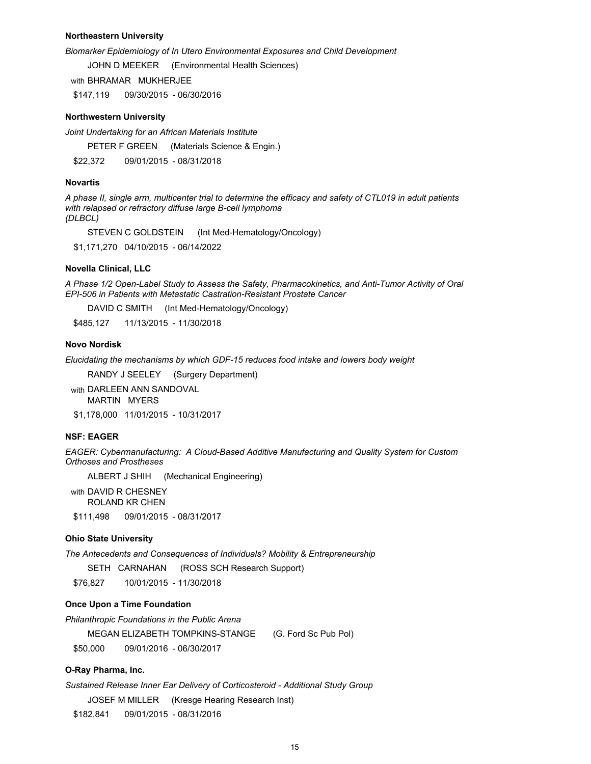**Northeastern University**

*Biomarker Epidemiology of In Utero Environmental Exposures and Child Development*

JOHN D MEEKER (Environmental Health Sciences)

with BHRAMAR MUKHERJEE

$147,119 09/30/2015 - 06/30/2016

**Northwestern University**

*Joint Undertaking for an African Materials Institute*

PETER F GREEN (Materials Science & Engin.)

$22,372 09/01/2015 - 08/31/2018

**Novartis**

*A phase II, single arm, multicenter trial to determine the efficacy and safety of CTL019 in adult patients with relapsed or refractory diffuse large B-cell lymphoma (DLBCL)*

STEVEN C GOLDSTEIN (Int Med-Hematology/Oncology)

$1,171,270 04/10/2015 - 06/14/2022

**Novella Clinical, LLC**

*A Phase 1/2 Open-Label Study to Assess the Safety, Pharmacokinetics, and Anti-Tumor Activity of Oral EPI-506 in Patients with Metastatic Castration-Resistant Prostate Cancer*

DAVID C SMITH (Int Med-Hematology/Oncology)

$485,127 11/13/2015 - 11/30/2018

**Novo Nordisk**

*Elucidating the mechanisms by which GDF-15 reduces food intake and lowers body weight*

RANDY J SEELEY (Surgery Department)

with DARLEEN ANN SANDOVAL
MARTIN MYERS

$1,178,000 11/01/2015 - 10/31/2017

**NSF: EAGER**

*EAGER: Cybermanufacturing: A Cloud-Based Additive Manufacturing and Quality System for Custom Orthoses and Prostheses*

ALBERT J SHIH (Mechanical Engineering)

with DAVID R CHESNEY
ROLAND KR CHEN

$111,498 09/01/2015 - 08/31/2017

**Ohio State University**

*The Antecedents and Consequences of Individuals? Mobility & Entrepreneurship*

SETH CARNAHAN (ROSS SCH Research Support)

$76,827 10/01/2015 - 11/30/2018

**Once Upon a Time Foundation**

*Philanthropic Foundations in the Public Arena*

MEGAN ELIZABETH TOMPKINS-STANGE (G. Ford Sc Pub Pol)

$50,000 09/01/2016 - 06/30/2017

**O-Ray Pharma, Inc.**

*Sustained Release Inner Ear Delivery of Corticosteroid - Additional Study Group*

JOSEF M MILLER (Kresge Hearing Research Inst)

$182,841 09/01/2015 - 08/31/2016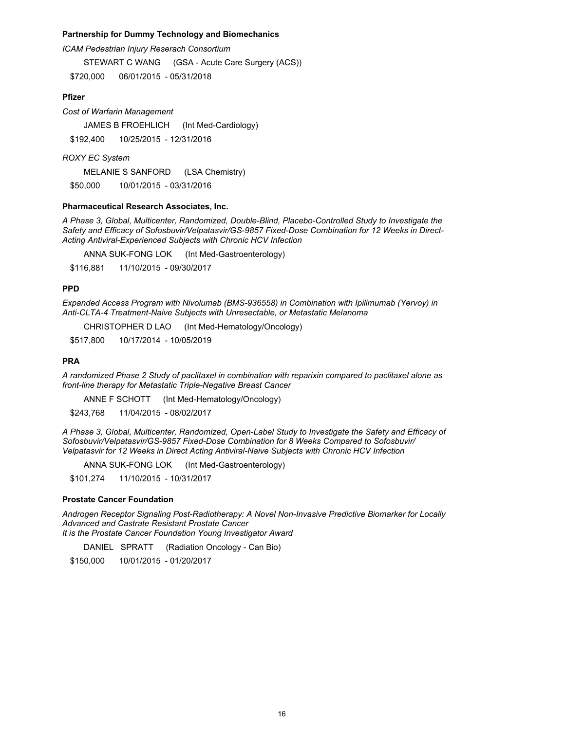**Partnership for Dummy Technology and Biomechanics**

*ICAM Pedestrian Injury Reserach Consortium*

STEWART C WANG (GSA - Acute Care Surgery (ACS))

$720,000 06/01/2015 - 05/31/2018

**Pfizer**

*Cost of Warfarin Management*

JAMES B FROEHLICH (Int Med-Cardiology)

$192,400 10/25/2015 - 12/31/2016

*ROXY EC System*

MELANIE S SANFORD (LSA Chemistry)

$50,000 10/01/2015 - 03/31/2016

**Pharmaceutical Research Associates, Inc.**

*A Phase 3, Global, Multicenter, Randomized, Double-Blind, Placebo-Controlled Study to Investigate the Safety and Efficacy of Sofosbuvir/Velpatasvir/GS-9857 Fixed-Dose Combination for 12 Weeks in Direct-Acting Antiviral-Experienced Subjects with Chronic HCV Infection*

ANNA SUK-FONG LOK (Int Med-Gastroenterology)

$116,881 11/10/2015 - 09/30/2017

**PPD**

*Expanded Access Program with Nivolumab (BMS-936558) in Combination with Ipilimumab (Yervoy) in Anti-CLTA-4 Treatment-Naive Subjects with Unresectable, or Metastatic Melanoma*

CHRISTOPHER D LAO (Int Med-Hematology/Oncology)

$517,800 10/17/2014 - 10/05/2019

**PRA**

*A randomized Phase 2 Study of paclitaxel in combination with reparixin compared to paclitaxel alone as front-line therapy for Metastatic Triple-Negative Breast Cancer*

ANNE F SCHOTT (Int Med-Hematology/Oncology)

$243,768 11/04/2015 - 08/02/2017

*A Phase 3, Global, Multicenter, Randomized, Open-Label Study to Investigate the Safety and Efficacy of Sofosbuvir/Velpatasvir/GS-9857 Fixed-Dose Combination for 8 Weeks Compared to Sofosbuvir/ Velpatasvir for 12 Weeks in Direct Acting Antiviral-Naive Subjects with Chronic HCV Infection*

ANNA SUK-FONG LOK (Int Med-Gastroenterology)

$101,274 11/10/2015 - 10/31/2017

**Prostate Cancer Foundation**

*Androgen Receptor Signaling Post-Radiotherapy: A Novel Non-Invasive Predictive Biomarker for Locally Advanced and Castrate Resistant Prostate Cancer*
*It is the Prostate Cancer Foundation Young Investigator Award*

DANIEL SPRATT (Radiation Oncology - Can Bio)

$150,000 10/01/2015 - 01/20/2017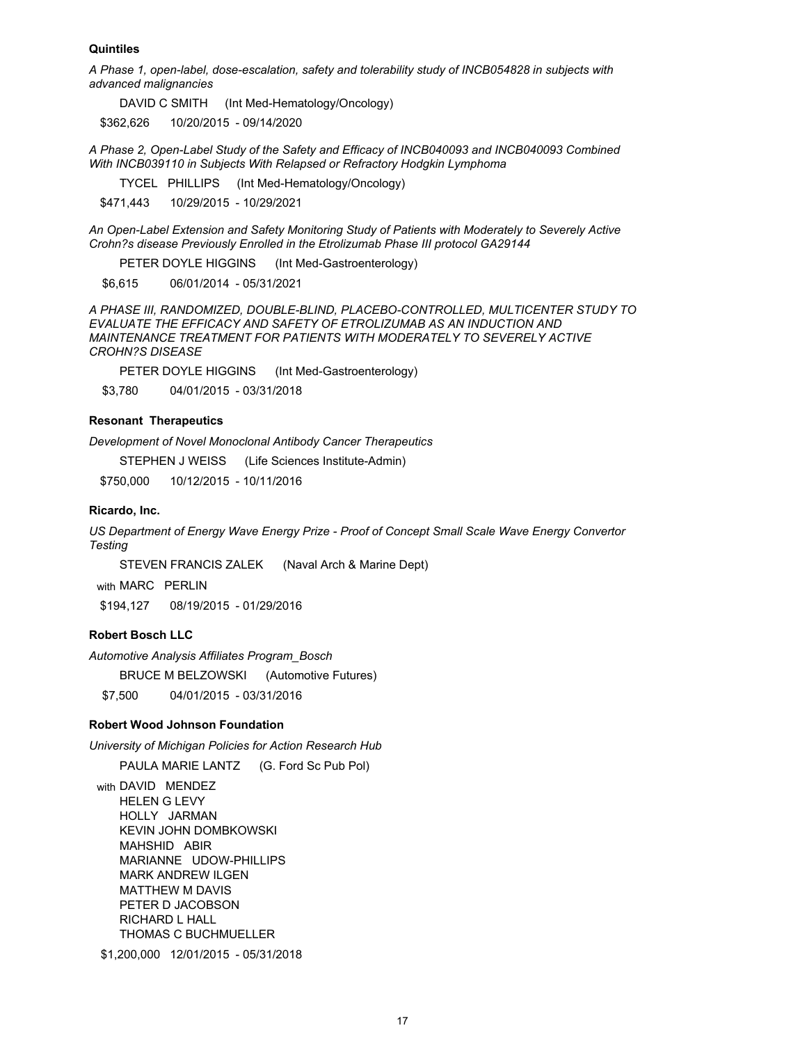**Quintiles**

*A Phase 1, open-label, dose-escalation, safety and tolerability study of INCB054828 in subjects with advanced malignancies*

DAVID C SMITH (Int Med-Hematology/Oncology)

$362,626 10/20/2015 - 09/14/2020

*A Phase 2, Open-Label Study of the Safety and Efficacy of INCB040093 and INCB040093 Combined With INCB039110 in Subjects With Relapsed or Refractory Hodgkin Lymphoma*

TYCEL PHILLIPS (Int Med-Hematology/Oncology)

$471,443 10/29/2015 - 10/29/2021

*An Open-Label Extension and Safety Monitoring Study of Patients with Moderately to Severely Active Crohn?s disease Previously Enrolled in the Etrolizumab Phase III protocol GA29144*

PETER DOYLE HIGGINS (Int Med-Gastroenterology)

$6,615 06/01/2014 - 05/31/2021

*A PHASE III, RANDOMIZED, DOUBLE-BLIND, PLACEBO-CONTROLLED, MULTICENTER STUDY TO EVALUATE THE EFFICACY AND SAFETY OF ETROLIZUMAB AS AN INDUCTION AND MAINTENANCE TREATMENT FOR PATIENTS WITH MODERATELY TO SEVERELY ACTIVE CROHN?S DISEASE*

PETER DOYLE HIGGINS (Int Med-Gastroenterology)

$3,780 04/01/2015 - 03/31/2018

**Resonant Therapeutics**

*Development of Novel Monoclonal Antibody Cancer Therapeutics*

STEPHEN J WEISS (Life Sciences Institute-Admin)

$750,000 10/12/2015 - 10/11/2016

**Ricardo, Inc.**

*US Department of Energy Wave Energy Prize - Proof of Concept Small Scale Wave Energy Convertor Testing*

STEVEN FRANCIS ZALEK (Naval Arch & Marine Dept)

with MARC PERLIN

$194,127 08/19/2015 - 01/29/2016

**Robert Bosch LLC**

*Automotive Analysis Affiliates Program_Bosch*

BRUCE M BELZOWSKI (Automotive Futures)

$7,500 04/01/2015 - 03/31/2016

**Robert Wood Johnson Foundation**

*University of Michigan Policies for Action Research Hub*

PAULA MARIE LANTZ (G. Ford Sc Pub Pol)

with DAVID MENDEZ
HELEN G LEVY
HOLLY JARMAN
KEVIN JOHN DOMBKOWSKI
MAHSHID ABIR
MARIANNE UDOW-PHILLIPS
MARK ANDREW ILGEN
MATTHEW M DAVIS
PETER D JACOBSON
RICHARD L HALL
THOMAS C BUCHMUELLER

$1,200,000 12/01/2015 - 05/31/2018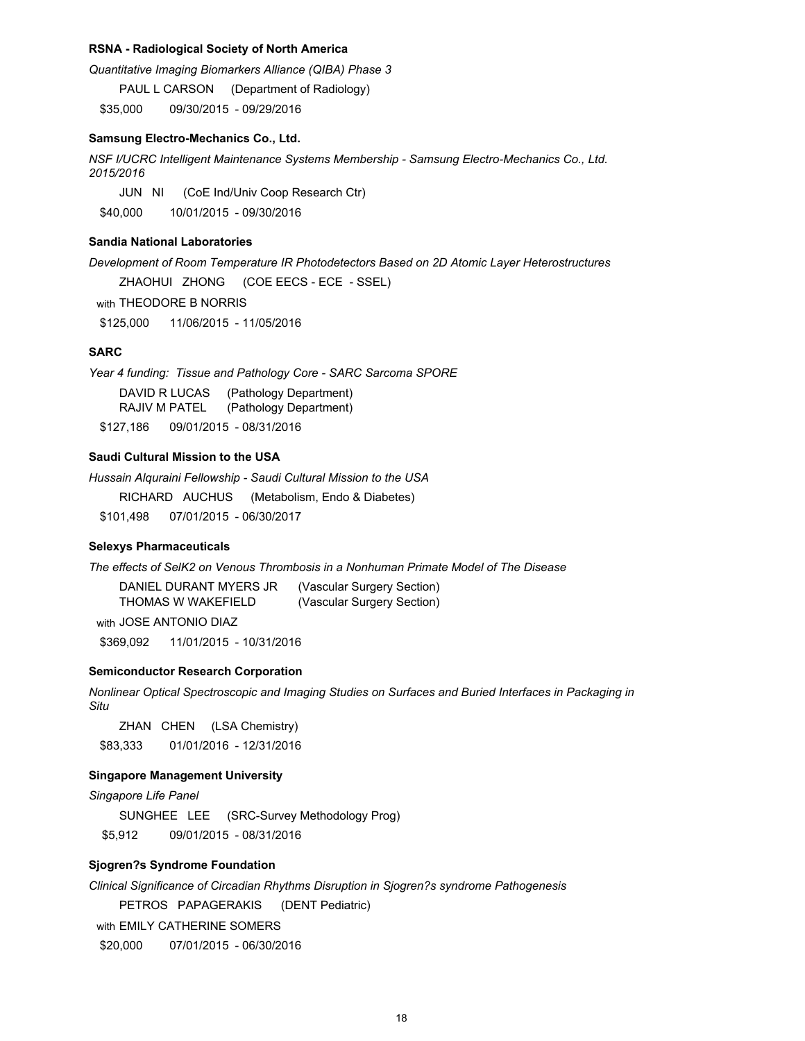**RSNA - Radiological Society of North America**

*Quantitative Imaging Biomarkers Alliance (QIBA) Phase 3*

PAUL L CARSON (Department of Radiology)

$35,000 09/30/2015 - 09/29/2016

**Samsung Electro-Mechanics Co., Ltd.**

*NSF I/UCRC Intelligent Maintenance Systems Membership - Samsung Electro-Mechanics Co., Ltd. 2015/2016*

JUN NI (CoE Ind/Univ Coop Research Ctr)

$40,000 10/01/2015 - 09/30/2016

**Sandia National Laboratories**

*Development of Room Temperature IR Photodetectors Based on 2D Atomic Layer Heterostructures*

ZHAOHUI ZHONG (COE EECS - ECE - SSEL)

with THEODORE B NORRIS

$125,000 11/06/2015 - 11/05/2016

**SARC**

*Year 4 funding: Tissue and Pathology Core - SARC Sarcoma SPORE*

DAVID R LUCAS (Pathology Department)
RAJIV M PATEL (Pathology Department)

$127,186 09/01/2015 - 08/31/2016

**Saudi Cultural Mission to the USA**

*Hussain Alquraini Fellowship - Saudi Cultural Mission to the USA*

RICHARD AUCHUS (Metabolism, Endo & Diabetes)

$101,498 07/01/2015 - 06/30/2017

**Selexys Pharmaceuticals**

*The effects of SelK2 on Venous Thrombosis in a Nonhuman Primate Model of The Disease*

DANIEL DURANT MYERS JR (Vascular Surgery Section)
THOMAS W WAKEFIELD (Vascular Surgery Section)

with JOSE ANTONIO DIAZ

$369,092 11/01/2015 - 10/31/2016

**Semiconductor Research Corporation**

*Nonlinear Optical Spectroscopic and Imaging Studies on Surfaces and Buried Interfaces in Packaging in Situ*

ZHAN CHEN (LSA Chemistry)

$83,333 01/01/2016 - 12/31/2016

**Singapore Management University**

*Singapore Life Panel*

SUNGHEE LEE (SRC-Survey Methodology Prog)

$5,912 09/01/2015 - 08/31/2016

**Sjogren?s Syndrome Foundation**

*Clinical Significance of Circadian Rhythms Disruption in Sjogren?s syndrome Pathogenesis*

PETROS PAPAGERAKIS (DENT Pediatric)

with EMILY CATHERINE SOMERS

$20,000 07/01/2015 - 06/30/2016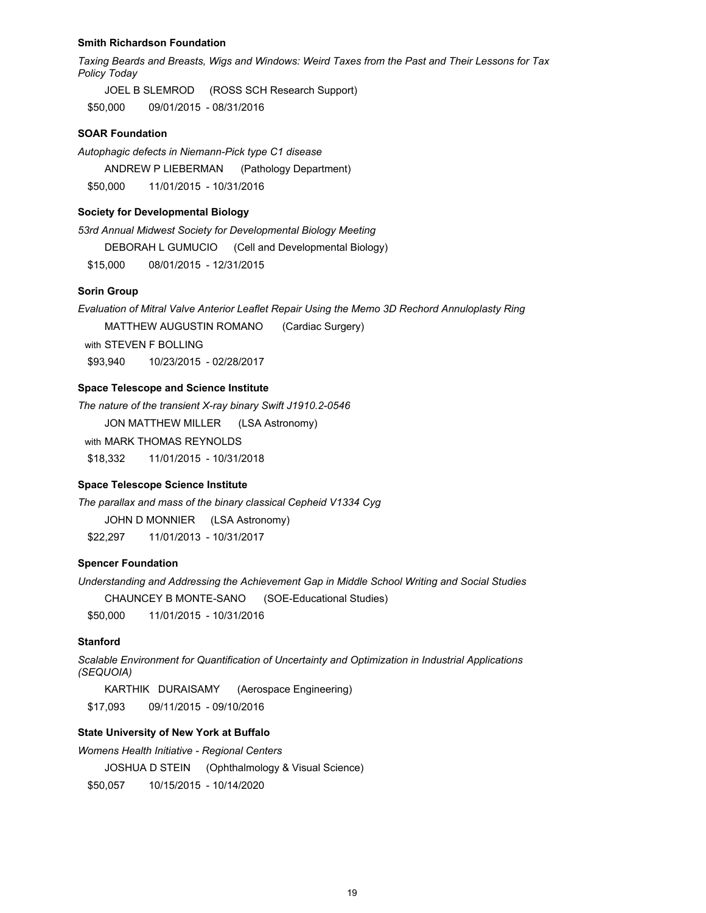**Smith Richardson Foundation**

*Taxing Beards and Breasts, Wigs and Windows: Weird Taxes from the Past and Their Lessons for Tax Policy Today*

JOEL B SLEMROD (ROSS SCH Research Support)

$50,000 09/01/2015 - 08/31/2016

**SOAR Foundation**

*Autophagic defects in Niemann-Pick type C1 disease*

ANDREW P LIEBERMAN (Pathology Department)

$50,000 11/01/2015 - 10/31/2016

**Society for Developmental Biology**

*53rd Annual Midwest Society for Developmental Biology Meeting*

DEBORAH L GUMUCIO (Cell and Developmental Biology)

$15,000 08/01/2015 - 12/31/2015

**Sorin Group**

*Evaluation of Mitral Valve Anterior Leaflet Repair Using the Memo 3D Rechord Annuloplasty Ring*

MATTHEW AUGUSTIN ROMANO (Cardiac Surgery)

with STEVEN F BOLLING

$93,940 10/23/2015 - 02/28/2017

**Space Telescope and Science Institute**

*The nature of the transient X-ray binary Swift J1910.2-0546*

JON MATTHEW MILLER (LSA Astronomy)

with MARK THOMAS REYNOLDS

$18,332 11/01/2015 - 10/31/2018

**Space Telescope Science Institute**

*The parallax and mass of the binary classical Cepheid V1334 Cyg*

JOHN D MONNIER (LSA Astronomy)

$22,297 11/01/2013 - 10/31/2017

**Spencer Foundation**

*Understanding and Addressing the Achievement Gap in Middle School Writing and Social Studies*

CHAUNCEY B MONTE-SANO (SOE-Educational Studies)

$50,000 11/01/2015 - 10/31/2016

**Stanford**

*Scalable Environment for Quantification of Uncertainty and Optimization in Industrial Applications (SEQUOIA)*

KARTHIK DURAISAMY (Aerospace Engineering)

$17,093 09/11/2015 - 09/10/2016

**State University of New York at Buffalo**

*Womens Health Initiative - Regional Centers*

JOSHUA D STEIN (Ophthalmology & Visual Science)

$50,057 10/15/2015 - 10/14/2020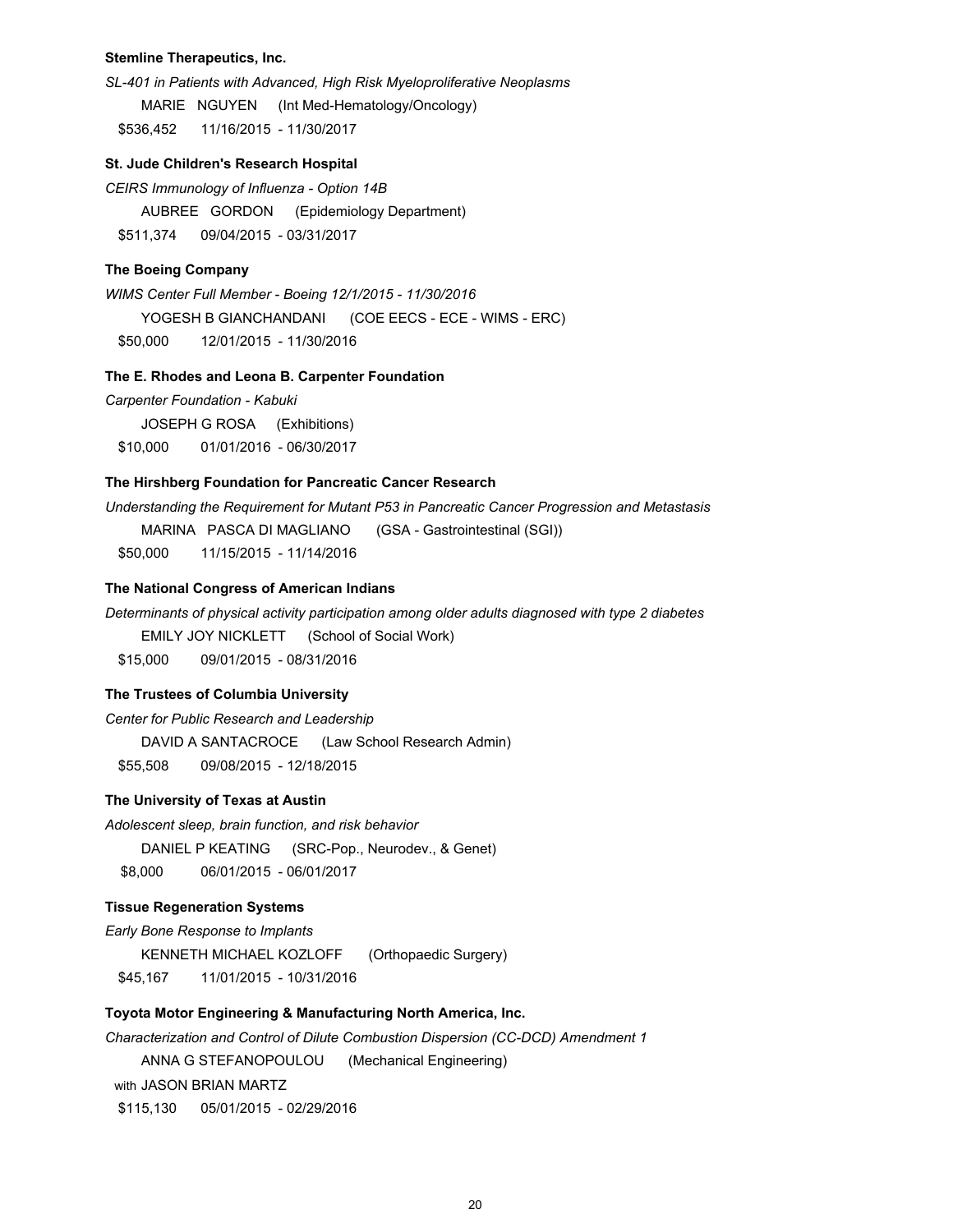**Stemline Therapeutics, Inc.**

*SL-401 in Patients with Advanced, High Risk Myeloproliferative Neoplasms*

MARIE NGUYEN (Int Med-Hematology/Oncology)

$536,452 11/16/2015 - 11/30/2017

**St. Jude Children's Research Hospital**

*CEIRS Immunology of Influenza - Option 14B*

AUBREE GORDON (Epidemiology Department)

$511,374 09/04/2015 - 03/31/2017

**The Boeing Company**

*WIMS Center Full Member - Boeing 12/1/2015 - 11/30/2016*

YOGESH B GIANCHANDANI (COE EECS - ECE - WIMS - ERC)

$50,000 12/01/2015 - 11/30/2016

**The E. Rhodes and Leona B. Carpenter Foundation**

*Carpenter Foundation - Kabuki*

JOSEPH G ROSA (Exhibitions)

$10,000 01/01/2016 - 06/30/2017

**The Hirshberg Foundation for Pancreatic Cancer Research**

*Understanding the Requirement for Mutant P53 in Pancreatic Cancer Progression and Metastasis*

MARINA PASCA DI MAGLIANO (GSA - Gastrointestinal (SGI))

$50,000 11/15/2015 - 11/14/2016

**The National Congress of American Indians**

*Determinants of physical activity participation among older adults diagnosed with type 2 diabetes*

EMILY JOY NICKLETT (School of Social Work)

$15,000 09/01/2015 - 08/31/2016

**The Trustees of Columbia University**

*Center for Public Research and Leadership*

DAVID A SANTACROCE (Law School Research Admin)

$55,508 09/08/2015 - 12/18/2015

**The University of Texas at Austin**

*Adolescent sleep, brain function, and risk behavior*

DANIEL P KEATING (SRC-Pop., Neurodev., & Genet)

$8,000 06/01/2015 - 06/01/2017

**Tissue Regeneration Systems**

*Early Bone Response to Implants*

KENNETH MICHAEL KOZLOFF (Orthopaedic Surgery)

$45,167 11/01/2015 - 10/31/2016

**Toyota Motor Engineering & Manufacturing North America, Inc.**

*Characterization and Control of Dilute Combustion Dispersion (CC-DCD) Amendment 1*

ANNA G STEFANOPOULOU (Mechanical Engineering)

with JASON BRIAN MARTZ

$115,130 05/01/2015 - 02/29/2016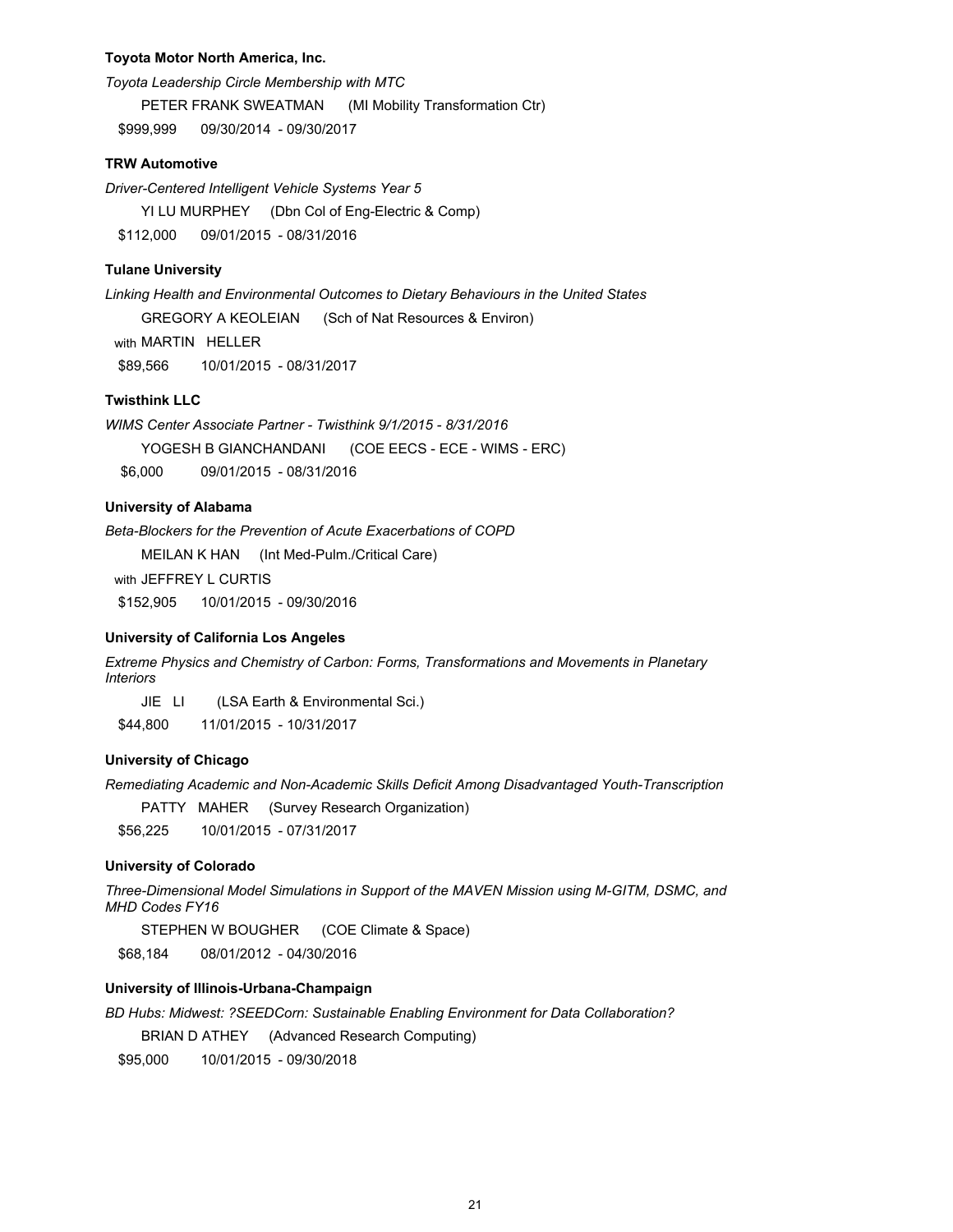**Toyota Motor North America, Inc.**

*Toyota Leadership Circle Membership with MTC*

PETER FRANK SWEATMAN (MI Mobility Transformation Ctr)

$999,999 09/30/2014 - 09/30/2017

**TRW Automotive**

*Driver-Centered Intelligent Vehicle Systems Year 5*

YI LU MURPHEY (Dbn Col of Eng-Electric & Comp)

$112,000 09/01/2015 - 08/31/2016

**Tulane University**

*Linking Health and Environmental Outcomes to Dietary Behaviours in the United States*

GREGORY A KEOLEIAN (Sch of Nat Resources & Environ)

with MARTIN HELLER

$89,566 10/01/2015 - 08/31/2017

**Twisthink LLC**

*WIMS Center Associate Partner - Twisthink 9/1/2015 - 8/31/2016*

YOGESH B GIANCHANDANI (COE EECS - ECE - WIMS - ERC)

$6,000 09/01/2015 - 08/31/2016

**University of Alabama**

*Beta-Blockers for the Prevention of Acute Exacerbations of COPD*

MEILAN K HAN (Int Med-Pulm./Critical Care)

with JEFFREY L CURTIS

$152,905 10/01/2015 - 09/30/2016

**University of California Los Angeles**

*Extreme Physics and Chemistry of Carbon: Forms, Transformations and Movements in Planetary Interiors*

JIE LI (LSA Earth & Environmental Sci.)

$44,800 11/01/2015 - 10/31/2017

**University of Chicago**

*Remediating Academic and Non-Academic Skills Deficit Among Disadvantaged Youth-Transcription*

PATTY MAHER (Survey Research Organization)

$56,225 10/01/2015 - 07/31/2017

**University of Colorado**

*Three-Dimensional Model Simulations in Support of the MAVEN Mission using M-GITM, DSMC, and MHD Codes FY16*

STEPHEN W BOUGHER (COE Climate & Space)

$68,184 08/01/2012 - 04/30/2016

**University of Illinois-Urbana-Champaign**

*BD Hubs: Midwest: ?SEEDCorn: Sustainable Enabling Environment for Data Collaboration?*

BRIAN D ATHEY (Advanced Research Computing)

$95,000 10/01/2015 - 09/30/2018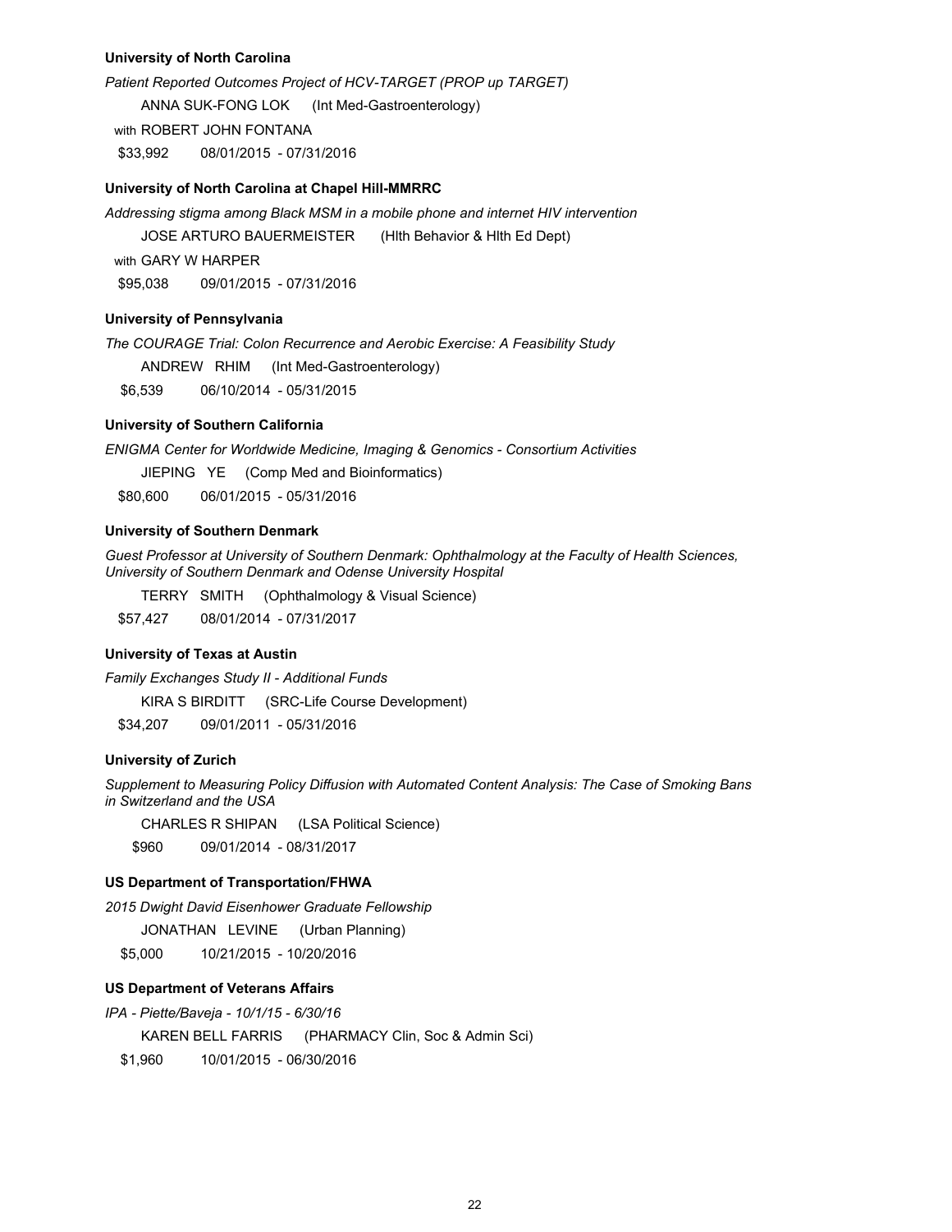**University of North Carolina**

*Patient Reported Outcomes Project of HCV-TARGET (PROP up TARGET)*

ANNA SUK-FONG LOK (Int Med-Gastroenterology)

with ROBERT JOHN FONTANA

$33,992 08/01/2015 - 07/31/2016

**University of North Carolina at Chapel Hill-MMRRC**

*Addressing stigma among Black MSM in a mobile phone and internet HIV intervention*

JOSE ARTURO BAUERMEISTER (Hlth Behavior & Hlth Ed Dept)

with GARY W HARPER

$95,038 09/01/2015 - 07/31/2016

**University of Pennsylvania**

*The COURAGE Trial: Colon Recurrence and Aerobic Exercise: A Feasibility Study*

ANDREW RHIM (Int Med-Gastroenterology)

$6,539 06/10/2014 - 05/31/2015

**University of Southern California**

*ENIGMA Center for Worldwide Medicine, Imaging & Genomics - Consortium Activities*

JIEPING YE (Comp Med and Bioinformatics)

$80,600 06/01/2015 - 05/31/2016

**University of Southern Denmark**

*Guest Professor at University of Southern Denmark: Ophthalmology at the Faculty of Health Sciences, University of Southern Denmark and Odense University Hospital*

TERRY SMITH (Ophthalmology & Visual Science)

$57,427 08/01/2014 - 07/31/2017

**University of Texas at Austin**

*Family Exchanges Study II - Additional Funds*

KIRA S BIRDITT (SRC-Life Course Development)

$34,207 09/01/2011 - 05/31/2016

**University of Zurich**

*Supplement to Measuring Policy Diffusion with Automated Content Analysis: The Case of Smoking Bans in Switzerland and the USA*

CHARLES R SHIPAN (LSA Political Science)

$960 09/01/2014 - 08/31/2017

**US Department of Transportation/FHWA**

*2015 Dwight David Eisenhower Graduate Fellowship*

JONATHAN LEVINE (Urban Planning)

$5,000 10/21/2015 - 10/20/2016

**US Department of Veterans Affairs**

*IPA - Piette/Baveja - 10/1/15 - 6/30/16*

KAREN BELL FARRIS (PHARMACY Clin, Soc & Admin Sci)

$1,960 10/01/2015 - 06/30/2016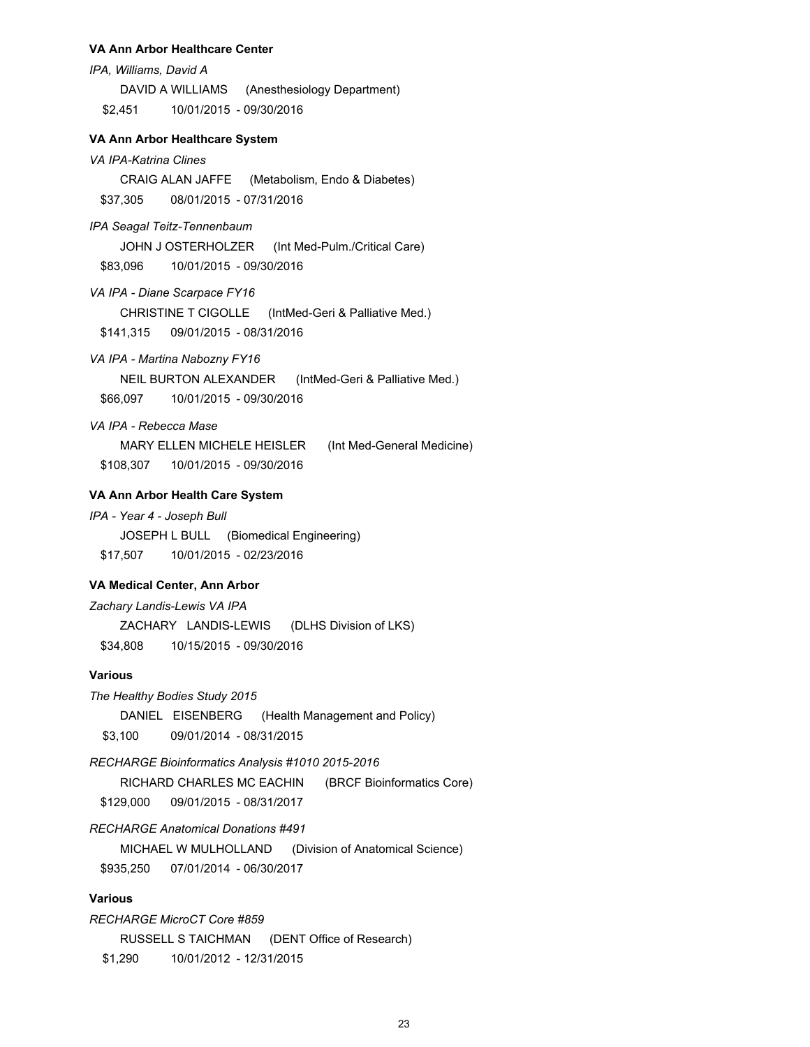**VA Ann Arbor Healthcare Center**

*IPA, Williams, David A*

DAVID A WILLIAMS (Anesthesiology Department)

$2,451 10/01/2015 - 09/30/2016

**VA Ann Arbor Healthcare System**

*VA IPA-Katrina Clines*

CRAIG ALAN JAFFE (Metabolism, Endo & Diabetes)

$37,305 08/01/2015 - 07/31/2016

*IPA Seagal Teitz-Tennenbaum*

JOHN J OSTERHOLZER (Int Med-Pulm./Critical Care)

$83,096 10/01/2015 - 09/30/2016

*VA IPA - Diane Scarpace FY16*

CHRISTINE T CIGOLLE (IntMed-Geri & Palliative Med.)

$141,315 09/01/2015 - 08/31/2016

*VA IPA - Martina Nabozny FY16*

NEIL BURTON ALEXANDER (IntMed-Geri & Palliative Med.)

$66,097 10/01/2015 - 09/30/2016

*VA IPA - Rebecca Mase*

MARY ELLEN MICHELE HEISLER (Int Med-General Medicine)

$108,307 10/01/2015 - 09/30/2016

**VA Ann Arbor Health Care System**

*IPA - Year 4 - Joseph Bull*

JOSEPH L BULL (Biomedical Engineering)

$17,507 10/01/2015 - 02/23/2016

**VA Medical Center, Ann Arbor**

*Zachary Landis-Lewis VA IPA*

ZACHARY LANDIS-LEWIS (DLHS Division of LKS)

$34,808 10/15/2015 - 09/30/2016

**Various**

*The Healthy Bodies Study 2015*

DANIEL EISENBERG (Health Management and Policy)

$3,100 09/01/2014 - 08/31/2015

*RECHARGE Bioinformatics Analysis #1010 2015-2016*

RICHARD CHARLES MC EACHIN (BRCF Bioinformatics Core)

$129,000 09/01/2015 - 08/31/2017

*RECHARGE Anatomical Donations #491*

MICHAEL W MULHOLLAND (Division of Anatomical Science)

$935,250 07/01/2014 - 06/30/2017

**Various**

*RECHARGE MicroCT Core #859*

RUSSELL S TAICHMAN (DENT Office of Research)

$1,290 10/01/2012 - 12/31/2015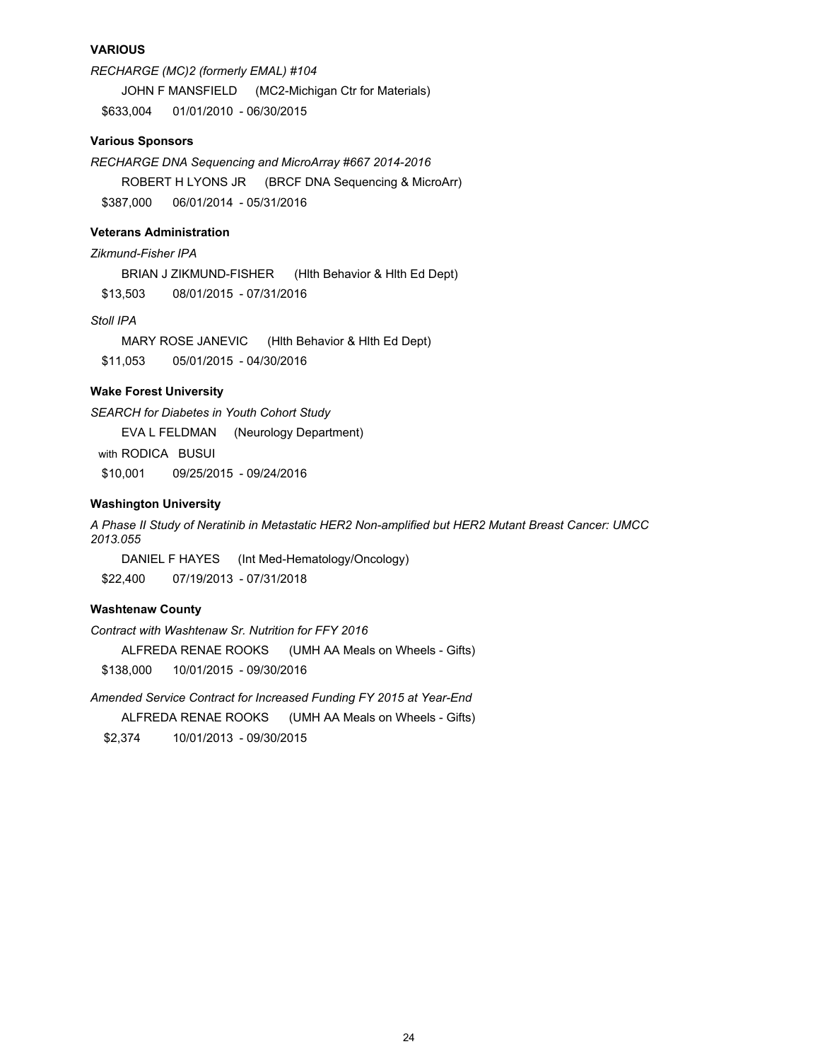**VARIOUS**

*RECHARGE (MC)2 (formerly EMAL) #104*

JOHN F MANSFIELD (MC2-Michigan Ctr for Materials)

$633,004 01/01/2010 - 06/30/2015

**Various Sponsors**

*RECHARGE DNA Sequencing and MicroArray #667 2014-2016*

ROBERT H LYONS JR (BRCF DNA Sequencing & MicroArr)

$387,000 06/01/2014 - 05/31/2016

**Veterans Administration**

*Zikmund-Fisher IPA*

BRIAN J ZIKMUND-FISHER (Hlth Behavior & Hlth Ed Dept)

$13,503 08/01/2015 - 07/31/2016

*Stoll IPA*

MARY ROSE JANEVIC (Hlth Behavior & Hlth Ed Dept)

$11,053 05/01/2015 - 04/30/2016

**Wake Forest University**

*SEARCH for Diabetes in Youth Cohort Study*

EVA L FELDMAN (Neurology Department)

with RODICA BUSUI

$10,001 09/25/2015 - 09/24/2016

**Washington University**

*A Phase II Study of Neratinib in Metastatic HER2 Non-amplified but HER2 Mutant Breast Cancer: UMCC 2013.055*

DANIEL F HAYES (Int Med-Hematology/Oncology)

$22,400 07/19/2013 - 07/31/2018

**Washtenaw County**

*Contract with Washtenaw Sr. Nutrition for FFY 2016*

ALFREDA RENAE ROOKS (UMH AA Meals on Wheels - Gifts)

$138,000 10/01/2015 - 09/30/2016

*Amended Service Contract for Increased Funding FY 2015 at Year-End*

ALFREDA RENAE ROOKS (UMH AA Meals on Wheels - Gifts)

$2,374 10/01/2013 - 09/30/2015